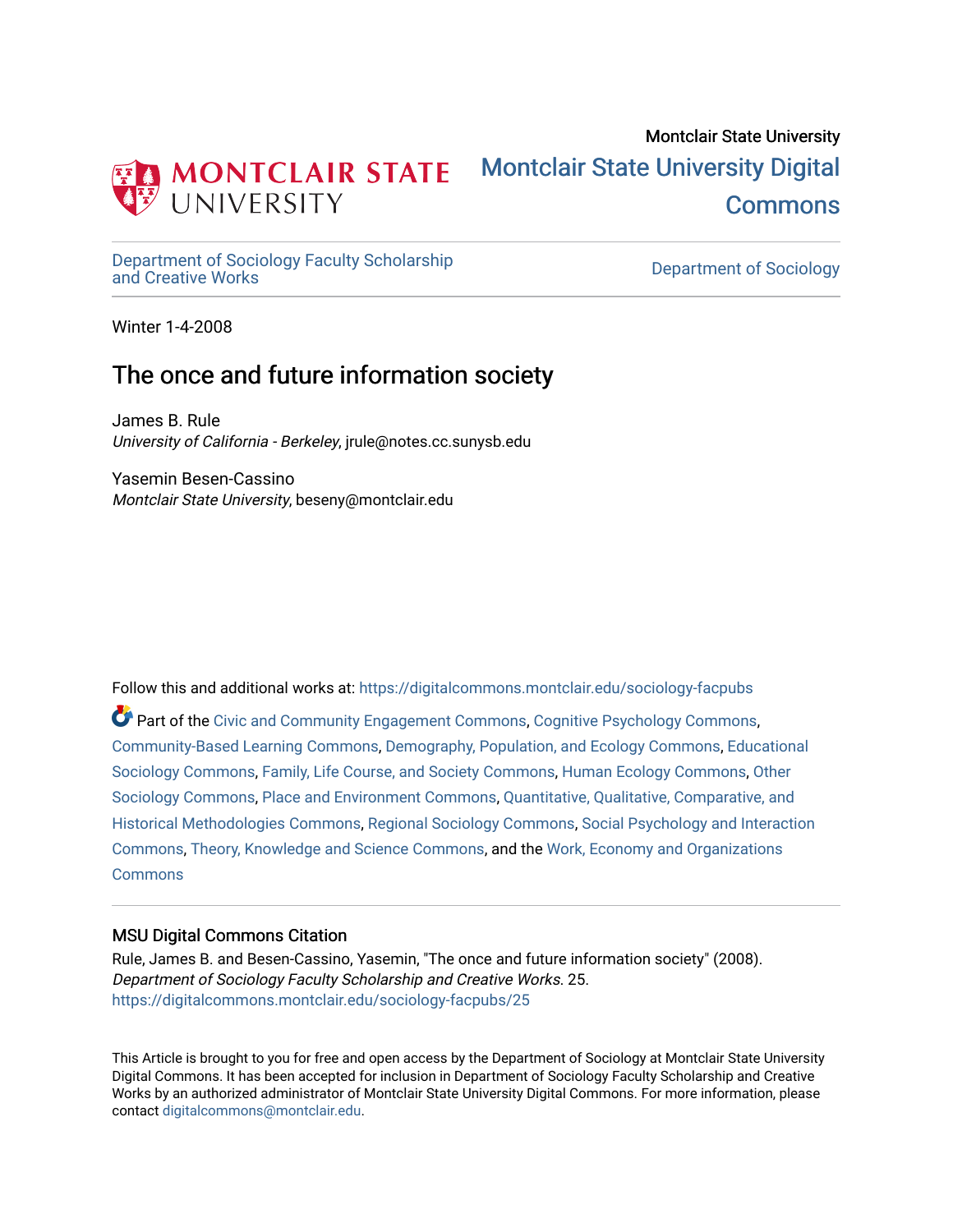Montclair State University

# Montclair State University Digital Commons

Department of Sociology Faculty Scholarship and Creative Works | Department of Sociology

Winter 1-4-2008

## The once and future information society

James B. Rule
*University of California - Berkeley*, jrule@notes.cc.sunysb.edu

Yasemin Besen-Cassino
*Montclair State University*, beseny@montclair.edu

Follow this and additional works at: https://digitalcommons.montclair.edu/sociology-facpubs

Part of the Civic and Community Engagement Commons, Cognitive Psychology Commons, Community-Based Learning Commons, Demography, Population, and Ecology Commons, Educational Sociology Commons, Family, Life Course, and Society Commons, Human Ecology Commons, Other Sociology Commons, Place and Environment Commons, Quantitative, Qualitative, Comparative, and Historical Methodologies Commons, Regional Sociology Commons, Social Psychology and Interaction Commons, Theory, Knowledge and Science Commons, and the Work, Economy and Organizations Commons

### MSU Digital Commons Citation

Rule, James B. and Besen-Cassino, Yasemin, "The once and future information society" (2008). *Department of Sociology Faculty Scholarship and Creative Works*. 25.
https://digitalcommons.montclair.edu/sociology-facpubs/25

This Article is brought to you for free and open access by the Department of Sociology at Montclair State University Digital Commons. It has been accepted for inclusion in Department of Sociology Faculty Scholarship and Creative Works by an authorized administrator of Montclair State University Digital Commons. For more information, please contact digitalcommons@montclair.edu.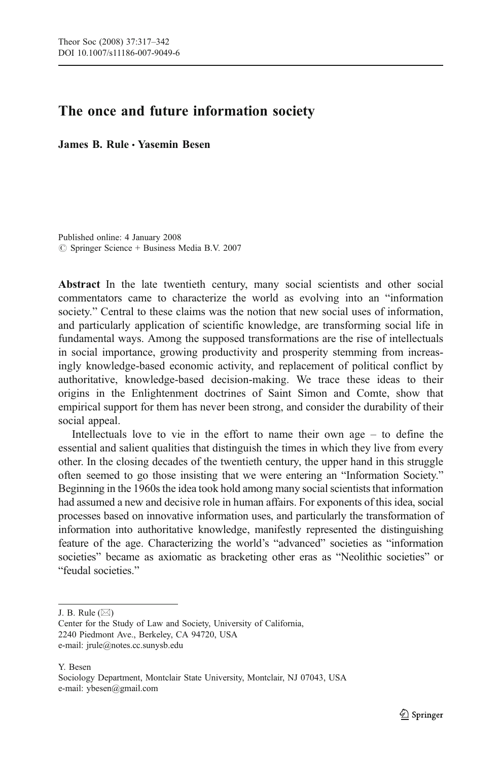# The once and future information society

**James B. Rule · Yasemin Besen**

Published online: 4 January 2008
© Springer Science + Business Media B.V. 2007

**Abstract** In the late twentieth century, many social scientists and other social commentators came to characterize the world as evolving into an "information society." Central to these claims was the notion that new social uses of information, and particularly application of scientific knowledge, are transforming social life in fundamental ways. Among the supposed transformations are the rise of intellectuals in social importance, growing productivity and prosperity stemming from increasingly knowledge-based economic activity, and replacement of political conflict by authoritative, knowledge-based decision-making. We trace these ideas to their origins in the Enlightenment doctrines of Saint Simon and Comte, show that empirical support for them has never been strong, and consider the durability of their social appeal.

Intellectuals love to vie in the effort to name their own age – to define the essential and salient qualities that distinguish the times in which they live from every other. In the closing decades of the twentieth century, the upper hand in this struggle often seemed to go those insisting that we were entering an "Information Society." Beginning in the 1960s the idea took hold among many social scientists that information had assumed a new and decisive role in human affairs. For exponents of this idea, social processes based on innovative information uses, and particularly the transformation of information into authoritative knowledge, manifestly represented the distinguishing feature of the age. Characterizing the world's "advanced" societies as "information societies" became as axiomatic as bracketing other eras as "Neolithic societies" or "feudal societies."

---

J. B. Rule (✉)
Center for the Study of Law and Society, University of California,
2240 Piedmont Ave., Berkeley, CA 94720, USA
e-mail: jrule@notes.cc.sunysb.edu

Y. Besen
Sociology Department, Montclair State University, Montclair, NJ 07043, USA
e-mail: ybesen@gmail.com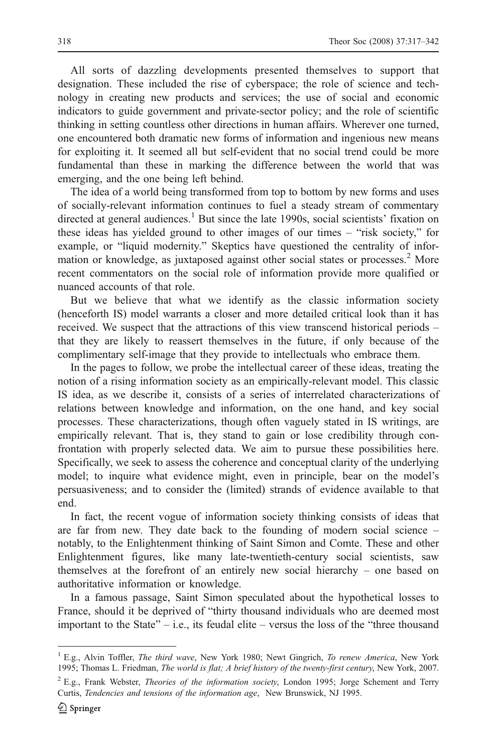All sorts of dazzling developments presented themselves to support that designation. These included the rise of cyberspace; the role of science and technology in creating new products and services; the use of social and economic indicators to guide government and private-sector policy; and the role of scientific thinking in setting countless other directions in human affairs. Wherever one turned, one encountered both dramatic new forms of information and ingenious new means for exploiting it. It seemed all but self-evident that no social trend could be more fundamental than these in marking the difference between the world that was emerging, and the one being left behind.

The idea of a world being transformed from top to bottom by new forms and uses of socially-relevant information continues to fuel a steady stream of commentary directed at general audiences.[1] But since the late 1990s, social scientists' fixation on these ideas has yielded ground to other images of our times – "risk society," for example, or "liquid modernity." Skeptics have questioned the centrality of information or knowledge, as juxtaposed against other social states or processes.[2] More recent commentators on the social role of information provide more qualified or nuanced accounts of that role.

But we believe that what we identify as the classic information society (henceforth IS) model warrants a closer and more detailed critical look than it has received. We suspect that the attractions of this view transcend historical periods – that they are likely to reassert themselves in the future, if only because of the complimentary self-image that they provide to intellectuals who embrace them.

In the pages to follow, we probe the intellectual career of these ideas, treating the notion of a rising information society as an empirically-relevant model. This classic IS idea, as we describe it, consists of a series of interrelated characterizations of relations between knowledge and information, on the one hand, and key social processes. These characterizations, though often vaguely stated in IS writings, are empirically relevant. That is, they stand to gain or lose credibility through confrontation with properly selected data. We aim to pursue these possibilities here. Specifically, we seek to assess the coherence and conceptual clarity of the underlying model; to inquire what evidence might, even in principle, bear on the model's persuasiveness; and to consider the (limited) strands of evidence available to that end.

In fact, the recent vogue of information society thinking consists of ideas that are far from new. They date back to the founding of modern social science – notably, to the Enlightenment thinking of Saint Simon and Comte. These and other Enlightenment figures, like many late-twentieth-century social scientists, saw themselves at the forefront of an entirely new social hierarchy – one based on authoritative information or knowledge.

In a famous passage, Saint Simon speculated about the hypothetical losses to France, should it be deprived of "thirty thousand individuals who are deemed most important to the State" – i.e., its feudal elite – versus the loss of the "three thousand

---

[1] E.g., Alvin Toffler, *The third wave*, New York 1980; Newt Gingrich, *To renew America*, New York 1995; Thomas L. Friedman, *The world is flat; A brief history of the twenty-first century*, New York, 2007.

[2] E.g., Frank Webster, *Theories of the information society*, London 1995; Jorge Schement and Terry Curtis, *Tendencies and tensions of the information age*, New Brunswick, NJ 1995.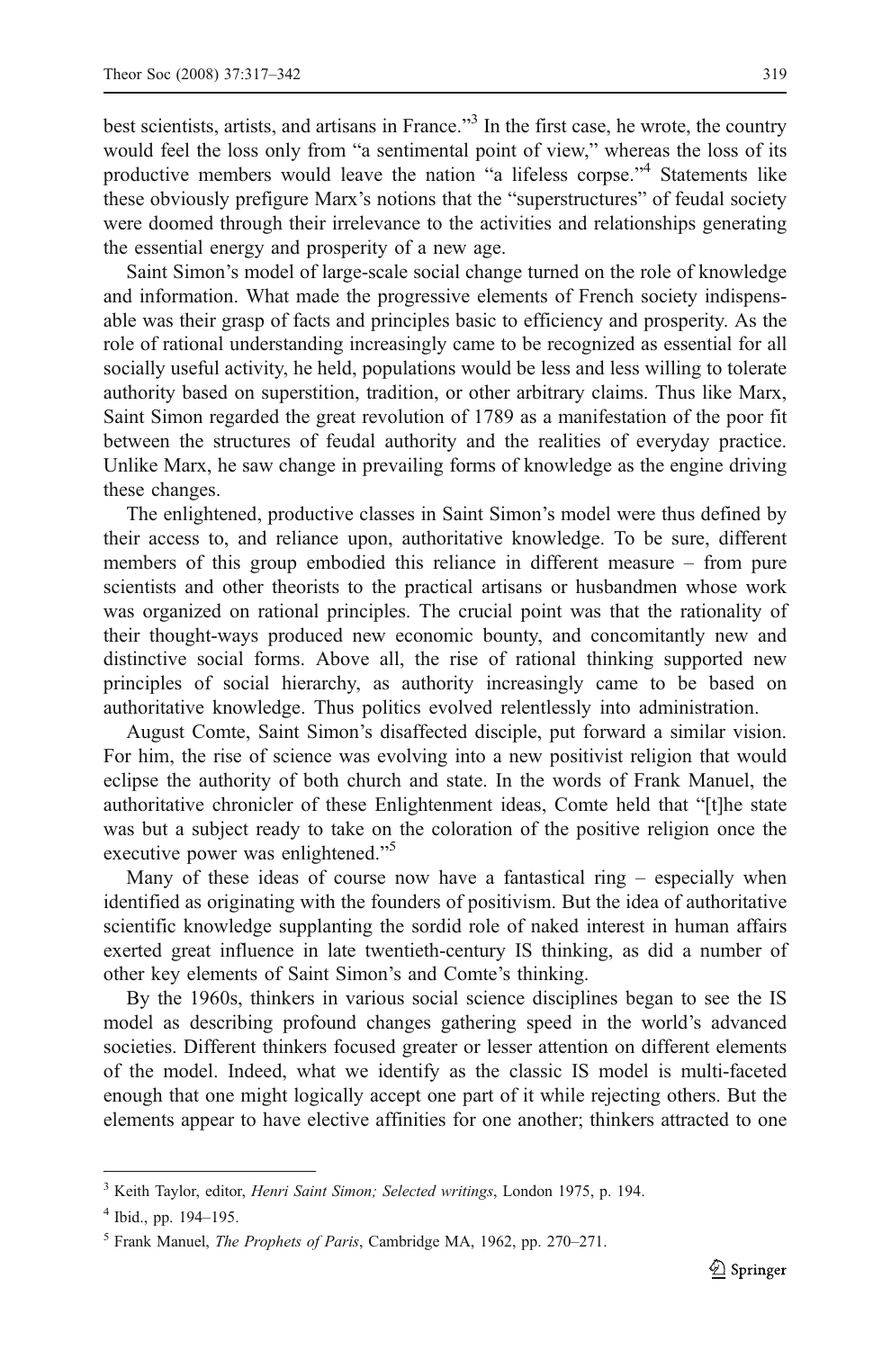best scientists, artists, and artisans in France."[3] In the first case, he wrote, the country would feel the loss only from "a sentimental point of view," whereas the loss of its productive members would leave the nation "a lifeless corpse."[4] Statements like these obviously prefigure Marx's notions that the "superstructures" of feudal society were doomed through their irrelevance to the activities and relationships generating the essential energy and prosperity of a new age.

Saint Simon's model of large-scale social change turned on the role of knowledge and information. What made the progressive elements of French society indispensable was their grasp of facts and principles basic to efficiency and prosperity. As the role of rational understanding increasingly came to be recognized as essential for all socially useful activity, he held, populations would be less and less willing to tolerate authority based on superstition, tradition, or other arbitrary claims. Thus like Marx, Saint Simon regarded the great revolution of 1789 as a manifestation of the poor fit between the structures of feudal authority and the realities of everyday practice. Unlike Marx, he saw change in prevailing forms of knowledge as the engine driving these changes.

The enlightened, productive classes in Saint Simon's model were thus defined by their access to, and reliance upon, authoritative knowledge. To be sure, different members of this group embodied this reliance in different measure – from pure scientists and other theorists to the practical artisans or husbandmen whose work was organized on rational principles. The crucial point was that the rationality of their thought-ways produced new economic bounty, and concomitantly new and distinctive social forms. Above all, the rise of rational thinking supported new principles of social hierarchy, as authority increasingly came to be based on authoritative knowledge. Thus politics evolved relentlessly into administration.

August Comte, Saint Simon's disaffected disciple, put forward a similar vision. For him, the rise of science was evolving into a new positivist religion that would eclipse the authority of both church and state. In the words of Frank Manuel, the authoritative chronicler of these Enlightenment ideas, Comte held that "[t]he state was but a subject ready to take on the coloration of the positive religion once the executive power was enlightened."[5]

Many of these ideas of course now have a fantastical ring – especially when identified as originating with the founders of positivism. But the idea of authoritative scientific knowledge supplanting the sordid role of naked interest in human affairs exerted great influence in late twentieth-century IS thinking, as did a number of other key elements of Saint Simon's and Comte's thinking.

By the 1960s, thinkers in various social science disciplines began to see the IS model as describing profound changes gathering speed in the world's advanced societies. Different thinkers focused greater or lesser attention on different elements of the model. Indeed, what we identify as the classic IS model is multi-faceted enough that one might logically accept one part of it while rejecting others. But the elements appear to have elective affinities for one another; thinkers attracted to one

---

[3] Keith Taylor, editor, *Henri Saint Simon; Selected writings*, London 1975, p. 194.

[4] Ibid., pp. 194–195.

[5] Frank Manuel, *The Prophets of Paris*, Cambridge MA, 1962, pp. 270–271.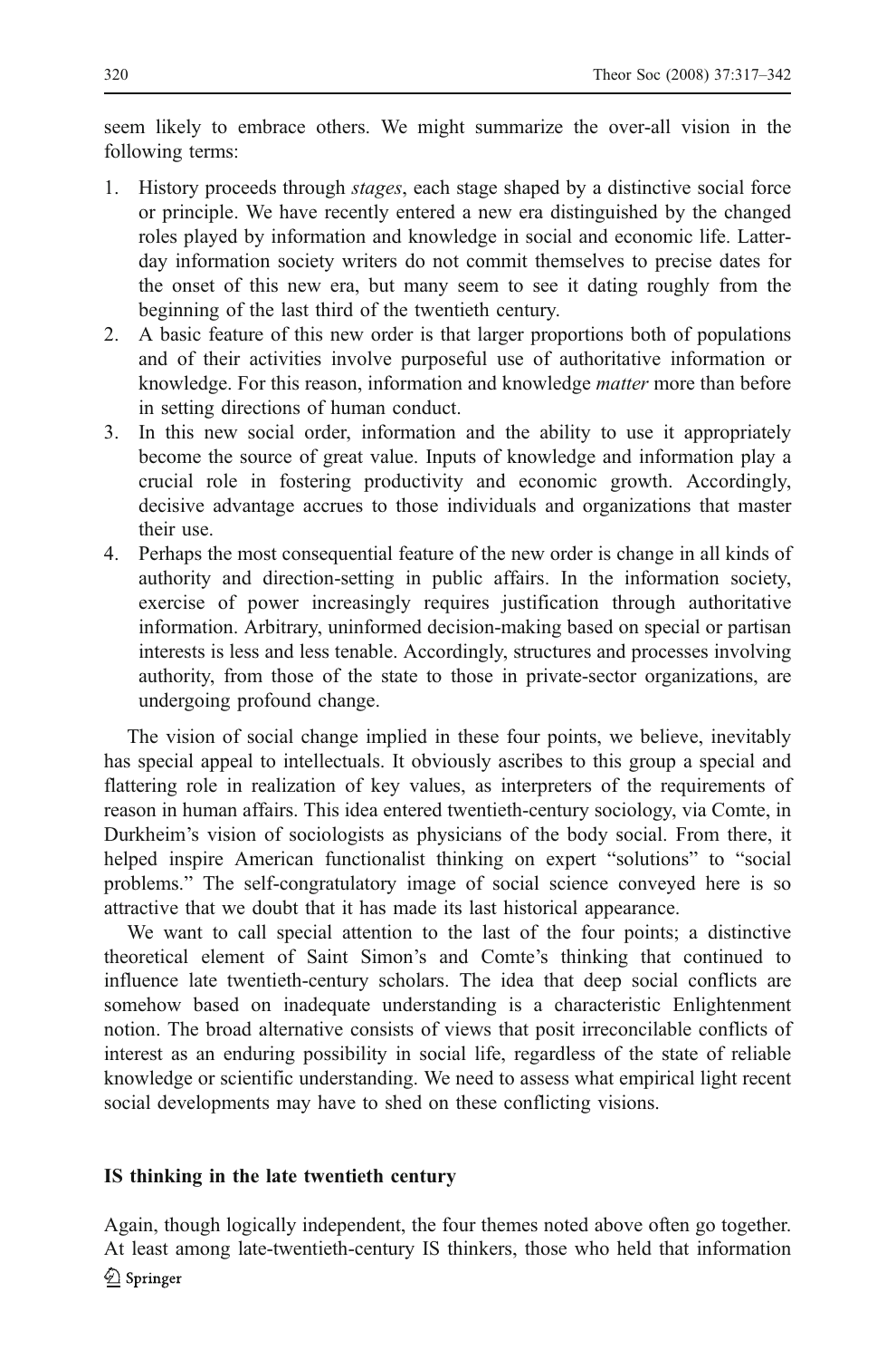seem likely to embrace others. We might summarize the over-all vision in the following terms:

1. History proceeds through *stages*, each stage shaped by a distinctive social force or principle. We have recently entered a new era distinguished by the changed roles played by information and knowledge in social and economic life. Latter-day information society writers do not commit themselves to precise dates for the onset of this new era, but many seem to see it dating roughly from the beginning of the last third of the twentieth century.
2. A basic feature of this new order is that larger proportions both of populations and of their activities involve purposeful use of authoritative information or knowledge. For this reason, information and knowledge *matter* more than before in setting directions of human conduct.
3. In this new social order, information and the ability to use it appropriately become the source of great value. Inputs of knowledge and information play a crucial role in fostering productivity and economic growth. Accordingly, decisive advantage accrues to those individuals and organizations that master their use.
4. Perhaps the most consequential feature of the new order is change in all kinds of authority and direction-setting in public affairs. In the information society, exercise of power increasingly requires justification through authoritative information. Arbitrary, uninformed decision-making based on special or partisan interests is less and less tenable. Accordingly, structures and processes involving authority, from those of the state to those in private-sector organizations, are undergoing profound change.

The vision of social change implied in these four points, we believe, inevitably has special appeal to intellectuals. It obviously ascribes to this group a special and flattering role in realization of key values, as interpreters of the requirements of reason in human affairs. This idea entered twentieth-century sociology, via Comte, in Durkheim's vision of sociologists as physicians of the body social. From there, it helped inspire American functionalist thinking on expert "solutions" to "social problems." The self-congratulatory image of social science conveyed here is so attractive that we doubt that it has made its last historical appearance.

We want to call special attention to the last of the four points; a distinctive theoretical element of Saint Simon's and Comte's thinking that continued to influence late twentieth-century scholars. The idea that deep social conflicts are somehow based on inadequate understanding is a characteristic Enlightenment notion. The broad alternative consists of views that posit irreconcilable conflicts of interest as an enduring possibility in social life, regardless of the state of reliable knowledge or scientific understanding. We need to assess what empirical light recent social developments may have to shed on these conflicting visions.

## IS thinking in the late twentieth century

Again, though logically independent, the four themes noted above often go together. At least among late-twentieth-century IS thinkers, those who held that information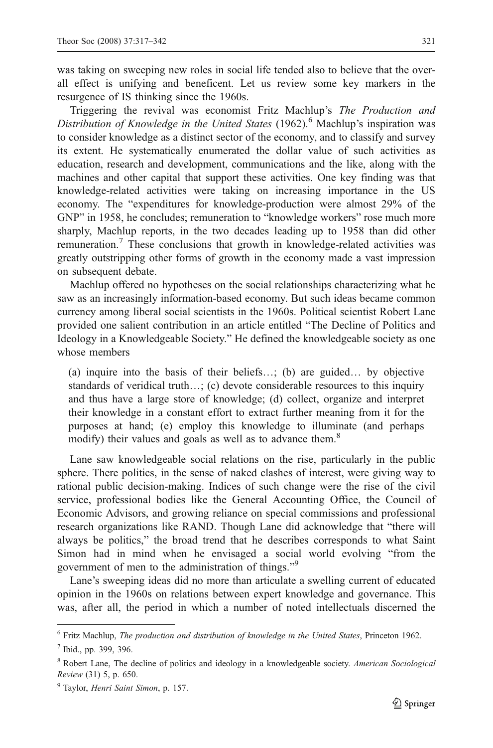was taking on sweeping new roles in social life tended also to believe that the overall effect is unifying and beneficent. Let us review some key markers in the resurgence of IS thinking since the 1960s.

Triggering the revival was economist Fritz Machlup's *The Production and Distribution of Knowledge in the United States* (1962).[6] Machlup's inspiration was to consider knowledge as a distinct sector of the economy, and to classify and survey its extent. He systematically enumerated the dollar value of such activities as education, research and development, communications and the like, along with the machines and other capital that support these activities. One key finding was that knowledge-related activities were taking on increasing importance in the US economy. The "expenditures for knowledge-production were almost 29% of the GNP" in 1958, he concludes; remuneration to "knowledge workers" rose much more sharply, Machlup reports, in the two decades leading up to 1958 than did other remuneration.[7] These conclusions that growth in knowledge-related activities was greatly outstripping other forms of growth in the economy made a vast impression on subsequent debate.

Machlup offered no hypotheses on the social relationships characterizing what he saw as an increasingly information-based economy. But such ideas became common currency among liberal social scientists in the 1960s. Political scientist Robert Lane provided one salient contribution in an article entitled "The Decline of Politics and Ideology in a Knowledgeable Society." He defined the knowledgeable society as one whose members

> (a) inquire into the basis of their beliefs…; (b) are guided… by objective standards of veridical truth…; (c) devote considerable resources to this inquiry and thus have a large store of knowledge; (d) collect, organize and interpret their knowledge in a constant effort to extract further meaning from it for the purposes at hand; (e) employ this knowledge to illuminate (and perhaps modify) their values and goals as well as to advance them.[8]

Lane saw knowledgeable social relations on the rise, particularly in the public sphere. There politics, in the sense of naked clashes of interest, were giving way to rational public decision-making. Indices of such change were the rise of the civil service, professional bodies like the General Accounting Office, the Council of Economic Advisors, and growing reliance on special commissions and professional research organizations like RAND. Though Lane did acknowledge that "there will always be politics," the broad trend that he describes corresponds to what Saint Simon had in mind when he envisaged a social world evolving "from the government of men to the administration of things."[9]

Lane's sweeping ideas did no more than articulate a swelling current of educated opinion in the 1960s on relations between expert knowledge and governance. This was, after all, the period in which a number of noted intellectuals discerned the

---

[6] Fritz Machlup, *The production and distribution of knowledge in the United States*, Princeton 1962.

[7] Ibid., pp. 399, 396.

[8] Robert Lane, The decline of politics and ideology in a knowledgeable society. *American Sociological Review* (31) 5, p. 650.

[9] Taylor, *Henri Saint Simon*, p. 157.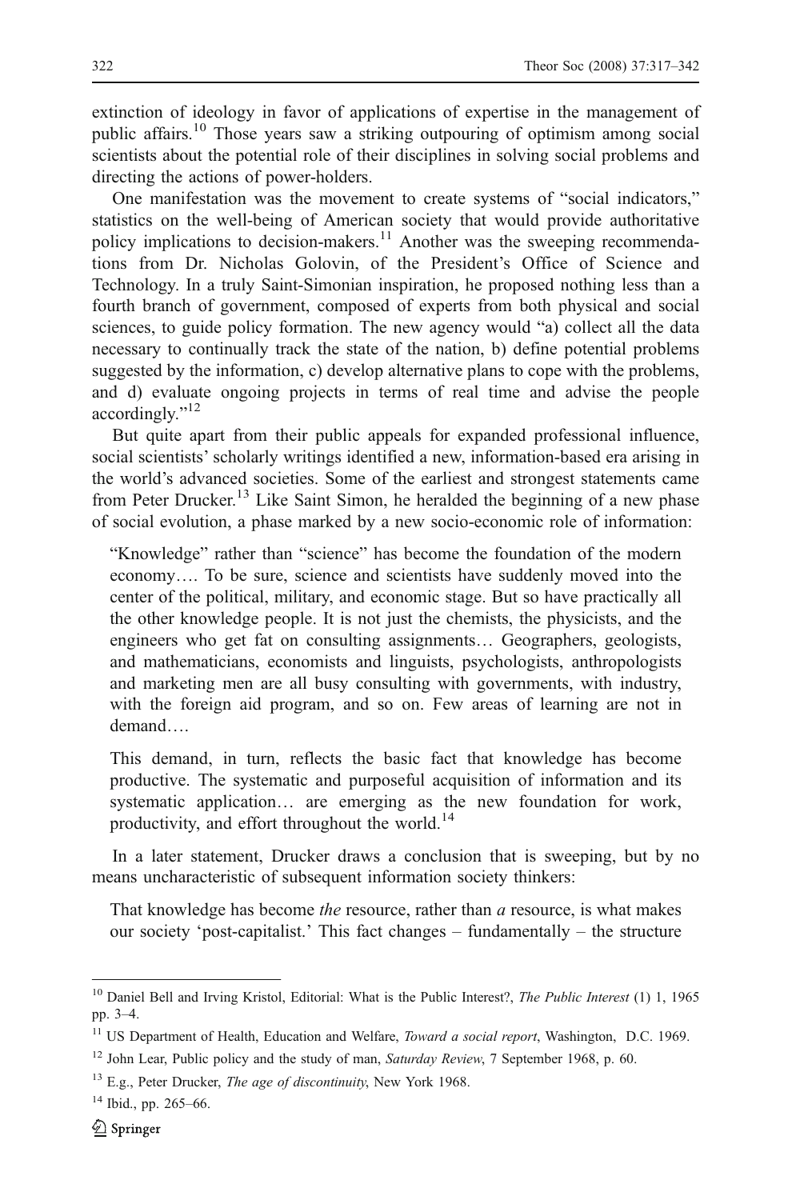extinction of ideology in favor of applications of expertise in the management of public affairs.[10] Those years saw a striking outpouring of optimism among social scientists about the potential role of their disciplines in solving social problems and directing the actions of power-holders.

One manifestation was the movement to create systems of "social indicators," statistics on the well-being of American society that would provide authoritative policy implications to decision-makers.[11] Another was the sweeping recommendations from Dr. Nicholas Golovin, of the President's Office of Science and Technology. In a truly Saint-Simonian inspiration, he proposed nothing less than a fourth branch of government, composed of experts from both physical and social sciences, to guide policy formation. The new agency would "a) collect all the data necessary to continually track the state of the nation, b) define potential problems suggested by the information, c) develop alternative plans to cope with the problems, and d) evaluate ongoing projects in terms of real time and advise the people accordingly."[12]

But quite apart from their public appeals for expanded professional influence, social scientists' scholarly writings identified a new, information-based era arising in the world's advanced societies. Some of the earliest and strongest statements came from Peter Drucker.[13] Like Saint Simon, he heralded the beginning of a new phase of social evolution, a phase marked by a new socio-economic role of information:

> "Knowledge" rather than "science" has become the foundation of the modern economy…. To be sure, science and scientists have suddenly moved into the center of the political, military, and economic stage. But so have practically all the other knowledge people. It is not just the chemists, the physicists, and the engineers who get fat on consulting assignments… Geographers, geologists, and mathematicians, economists and linguists, psychologists, anthropologists and marketing men are all busy consulting with governments, with industry, with the foreign aid program, and so on. Few areas of learning are not in demand….
>
> This demand, in turn, reflects the basic fact that knowledge has become productive. The systematic and purposeful acquisition of information and its systematic application… are emerging as the new foundation for work, productivity, and effort throughout the world.[14]

In a later statement, Drucker draws a conclusion that is sweeping, but by no means uncharacteristic of subsequent information society thinkers:

> That knowledge has become *the* resource, rather than *a* resource, is what makes our society 'post-capitalist.' This fact changes – fundamentally – the structure

---

[10] Daniel Bell and Irving Kristol, Editorial: What is the Public Interest?, *The Public Interest* (1) 1, 1965 pp. 3–4.

[11] US Department of Health, Education and Welfare, *Toward a social report*, Washington, D.C. 1969.

[12] John Lear, Public policy and the study of man, *Saturday Review*, 7 September 1968, p. 60.

[13] E.g., Peter Drucker, *The age of discontinuity*, New York 1968.

[14] Ibid., pp. 265–66.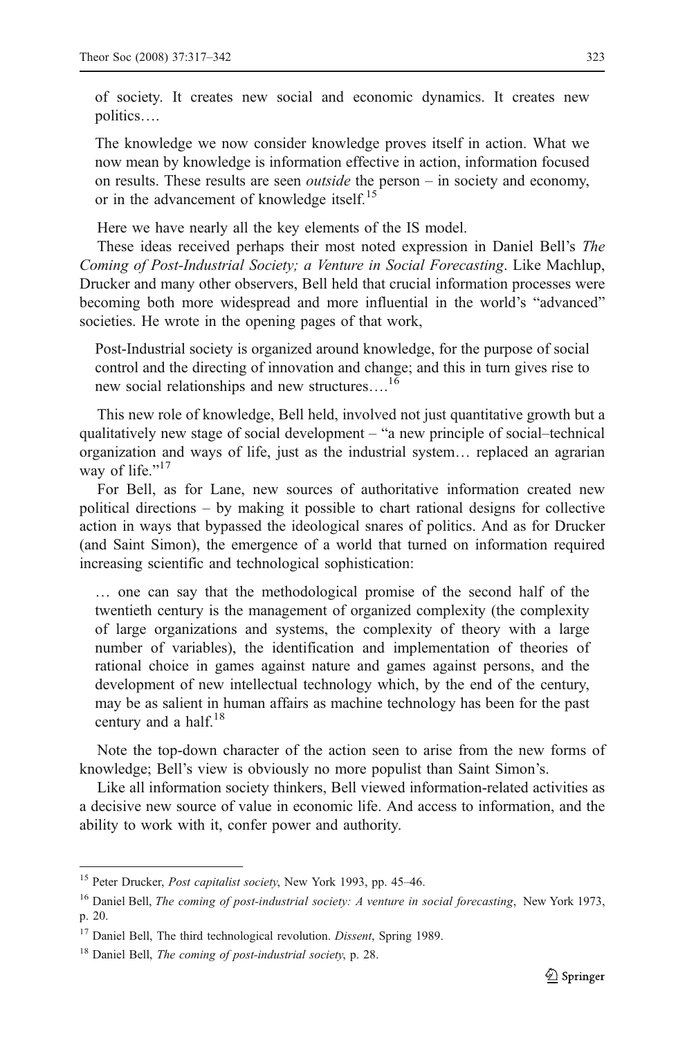of society. It creates new social and economic dynamics. It creates new politics….

> The knowledge we now consider knowledge proves itself in action. What we now mean by knowledge is information effective in action, information focused on results. These results are seen *outside* the person – in society and economy, or in the advancement of knowledge itself.[15]

Here we have nearly all the key elements of the IS model.

These ideas received perhaps their most noted expression in Daniel Bell's *The Coming of Post-Industrial Society; a Venture in Social Forecasting*. Like Machlup, Drucker and many other observers, Bell held that crucial information processes were becoming both more widespread and more influential in the world's "advanced" societies. He wrote in the opening pages of that work,

> Post-Industrial society is organized around knowledge, for the purpose of social control and the directing of innovation and change; and this in turn gives rise to new social relationships and new structures….[16]

This new role of knowledge, Bell held, involved not just quantitative growth but a qualitatively new stage of social development – "a new principle of social–technical organization and ways of life, just as the industrial system… replaced an agrarian way of life."[17]

For Bell, as for Lane, new sources of authoritative information created new political directions – by making it possible to chart rational designs for collective action in ways that bypassed the ideological snares of politics. And as for Drucker (and Saint Simon), the emergence of a world that turned on information required increasing scientific and technological sophistication:

> … one can say that the methodological promise of the second half of the twentieth century is the management of organized complexity (the complexity of large organizations and systems, the complexity of theory with a large number of variables), the identification and implementation of theories of rational choice in games against nature and games against persons, and the development of new intellectual technology which, by the end of the century, may be as salient in human affairs as machine technology has been for the past century and a half.[18]

Note the top-down character of the action seen to arise from the new forms of knowledge; Bell's view is obviously no more populist than Saint Simon's.

Like all information society thinkers, Bell viewed information-related activities as a decisive new source of value in economic life. And access to information, and the ability to work with it, confer power and authority.

---

[15] Peter Drucker, *Post capitalist society*, New York 1993, pp. 45–46.

[16] Daniel Bell, *The coming of post-industrial society: A venture in social forecasting*, New York 1973, p. 20.

[17] Daniel Bell, The third technological revolution. *Dissent*, Spring 1989.

[18] Daniel Bell, *The coming of post-industrial society*, p. 28.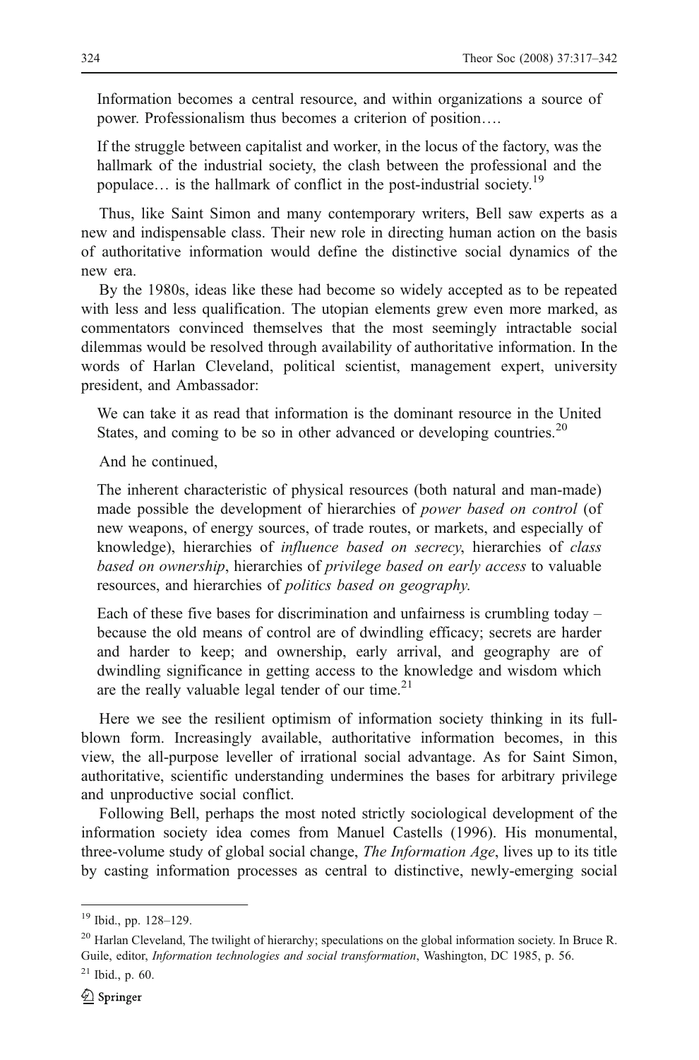> Information becomes a central resource, and within organizations a source of power. Professionalism thus becomes a criterion of position….
>
> If the struggle between capitalist and worker, in the locus of the factory, was the hallmark of the industrial society, the clash between the professional and the populace… is the hallmark of conflict in the post-industrial society.[19]

Thus, like Saint Simon and many contemporary writers, Bell saw experts as a new and indispensable class. Their new role in directing human action on the basis of authoritative information would define the distinctive social dynamics of the new era.

By the 1980s, ideas like these had become so widely accepted as to be repeated with less and less qualification. The utopian elements grew even more marked, as commentators convinced themselves that the most seemingly intractable social dilemmas would be resolved through availability of authoritative information. In the words of Harlan Cleveland, political scientist, management expert, university president, and Ambassador:

> We can take it as read that information is the dominant resource in the United States, and coming to be so in other advanced or developing countries.[20]

And he continued,

> The inherent characteristic of physical resources (both natural and man-made) made possible the development of hierarchies of *power based on control* (of new weapons, of energy sources, of trade routes, or markets, and especially of knowledge), hierarchies of *influence based on secrecy*, hierarchies of *class based on ownership*, hierarchies of *privilege based on early access* to valuable resources, and hierarchies of *politics based on geography*.
>
> Each of these five bases for discrimination and unfairness is crumbling today – because the old means of control are of dwindling efficacy; secrets are harder and harder to keep; and ownership, early arrival, and geography are of dwindling significance in getting access to the knowledge and wisdom which are the really valuable legal tender of our time.[21]

Here we see the resilient optimism of information society thinking in its full-blown form. Increasingly available, authoritative information becomes, in this view, the all-purpose leveller of irrational social advantage. As for Saint Simon, authoritative, scientific understanding undermines the bases for arbitrary privilege and unproductive social conflict.

Following Bell, perhaps the most noted strictly sociological development of the information society idea comes from Manuel Castells (1996). His monumental, three-volume study of global social change, *The Information Age*, lives up to its title by casting information processes as central to distinctive, newly-emerging social

---

[19] Ibid., pp. 128–129.

[20] Harlan Cleveland, The twilight of hierarchy; speculations on the global information society. In Bruce R. Guile, editor, *Information technologies and social transformation*, Washington, DC 1985, p. 56.

[21] Ibid., p. 60.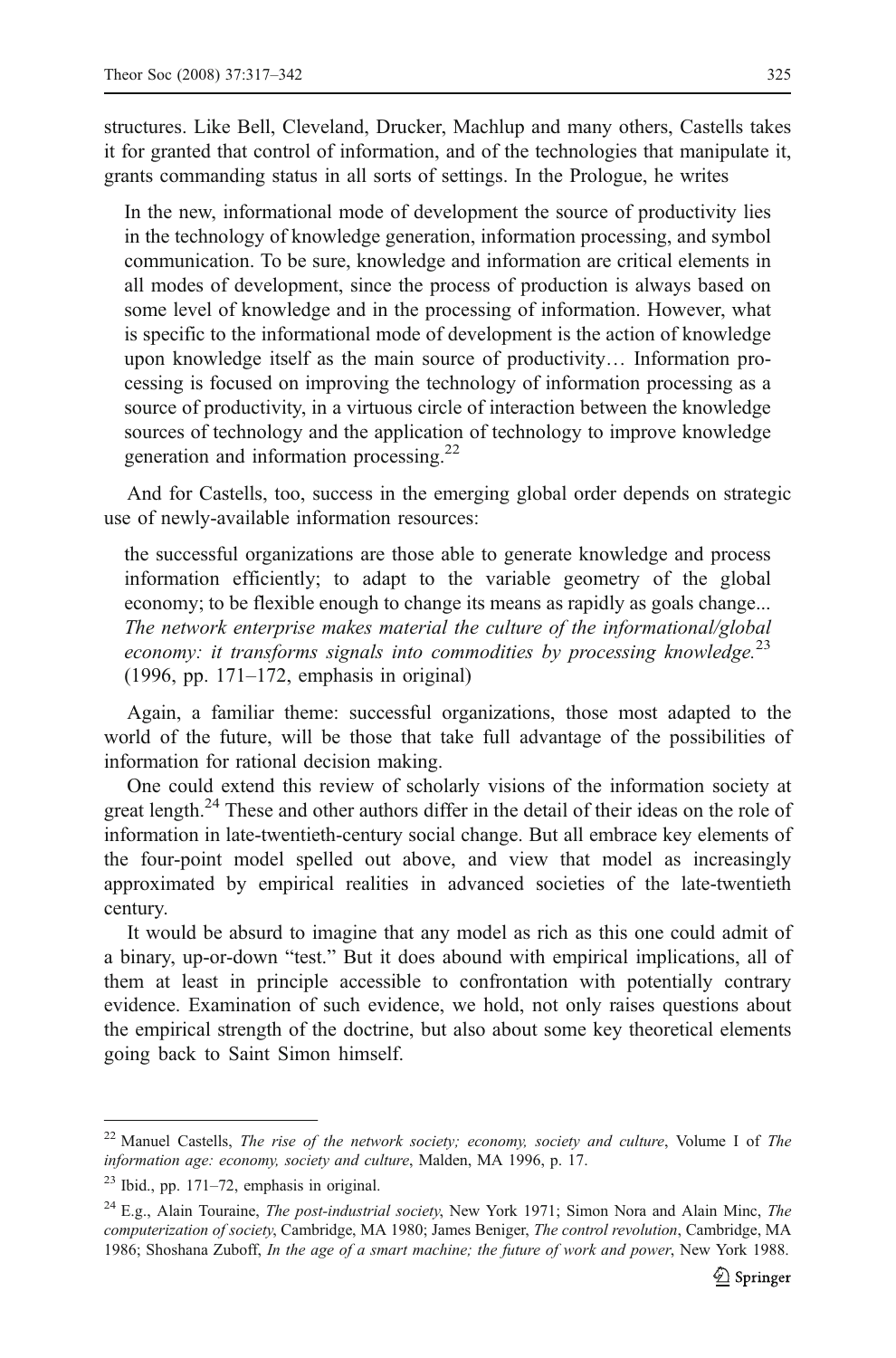structures. Like Bell, Cleveland, Drucker, Machlup and many others, Castells takes it for granted that control of information, and of the technologies that manipulate it, grants commanding status in all sorts of settings. In the Prologue, he writes

> In the new, informational mode of development the source of productivity lies in the technology of knowledge generation, information processing, and symbol communication. To be sure, knowledge and information are critical elements in all modes of development, since the process of production is always based on some level of knowledge and in the processing of information. However, what is specific to the informational mode of development is the action of knowledge upon knowledge itself as the main source of productivity… Information processing is focused on improving the technology of information processing as a source of productivity, in a virtuous circle of interaction between the knowledge sources of technology and the application of technology to improve knowledge generation and information processing.[22]

And for Castells, too, success in the emerging global order depends on strategic use of newly-available information resources:

> the successful organizations are those able to generate knowledge and process information efficiently; to adapt to the variable geometry of the global economy; to be flexible enough to change its means as rapidly as goals change... *The network enterprise makes material the culture of the informational/global economy: it transforms signals into commodities by processing knowledge.*[23] (1996, pp. 171–172, emphasis in original)

Again, a familiar theme: successful organizations, those most adapted to the world of the future, will be those that take full advantage of the possibilities of information for rational decision making.

One could extend this review of scholarly visions of the information society at great length.[24] These and other authors differ in the detail of their ideas on the role of information in late-twentieth-century social change. But all embrace key elements of the four-point model spelled out above, and view that model as increasingly approximated by empirical realities in advanced societies of the late-twentieth century.

It would be absurd to imagine that any model as rich as this one could admit of a binary, up-or-down "test." But it does abound with empirical implications, all of them at least in principle accessible to confrontation with potentially contrary evidence. Examination of such evidence, we hold, not only raises questions about the empirical strength of the doctrine, but also about some key theoretical elements going back to Saint Simon himself.

---

[22] Manuel Castells, *The rise of the network society; economy, society and culture*, Volume I of *The information age: economy, society and culture*, Malden, MA 1996, p. 17.

[23] Ibid., pp. 171–72, emphasis in original.

[24] E.g., Alain Touraine, *The post-industrial society*, New York 1971; Simon Nora and Alain Minc, *The computerization of society*, Cambridge, MA 1980; James Beniger, *The control revolution*, Cambridge, MA 1986; Shoshana Zuboff, *In the age of a smart machine; the future of work and power*, New York 1988.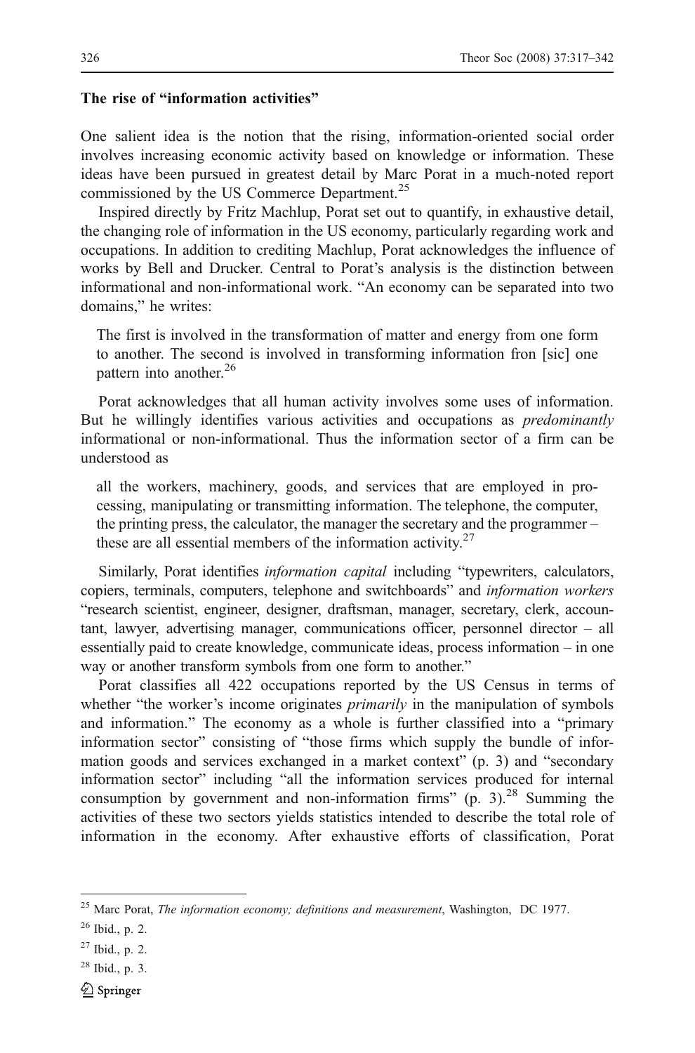## The rise of "information activities"

One salient idea is the notion that the rising, information-oriented social order involves increasing economic activity based on knowledge or information. These ideas have been pursued in greatest detail by Marc Porat in a much-noted report commissioned by the US Commerce Department.[25]

Inspired directly by Fritz Machlup, Porat set out to quantify, in exhaustive detail, the changing role of information in the US economy, particularly regarding work and occupations. In addition to crediting Machlup, Porat acknowledges the influence of works by Bell and Drucker. Central to Porat's analysis is the distinction between informational and non-informational work. "An economy can be separated into two domains," he writes:

> The first is involved in the transformation of matter and energy from one form to another. The second is involved in transforming information fron [sic] one pattern into another.[26]

Porat acknowledges that all human activity involves some uses of information. But he willingly identifies various activities and occupations as *predominantly* informational or non-informational. Thus the information sector of a firm can be understood as

> all the workers, machinery, goods, and services that are employed in processing, manipulating or transmitting information. The telephone, the computer, the printing press, the calculator, the manager the secretary and the programmer – these are all essential members of the information activity.[27]

Similarly, Porat identifies *information capital* including "typewriters, calculators, copiers, terminals, computers, telephone and switchboards" and *information workers* "research scientist, engineer, designer, draftsman, manager, secretary, clerk, accountant, lawyer, advertising manager, communications officer, personnel director – all essentially paid to create knowledge, communicate ideas, process information – in one way or another transform symbols from one form to another."

Porat classifies all 422 occupations reported by the US Census in terms of whether "the worker's income originates *primarily* in the manipulation of symbols and information." The economy as a whole is further classified into a "primary information sector" consisting of "those firms which supply the bundle of information goods and services exchanged in a market context" (p. 3) and "secondary information sector" including "all the information services produced for internal consumption by government and non-information firms" (p. 3).[28] Summing the activities of these two sectors yields statistics intended to describe the total role of information in the economy. After exhaustive efforts of classification, Porat

---

[25] Marc Porat, *The information economy; definitions and measurement*, Washington, DC 1977.

[26] Ibid., p. 2.

[27] Ibid., p. 2.

[28] Ibid., p. 3.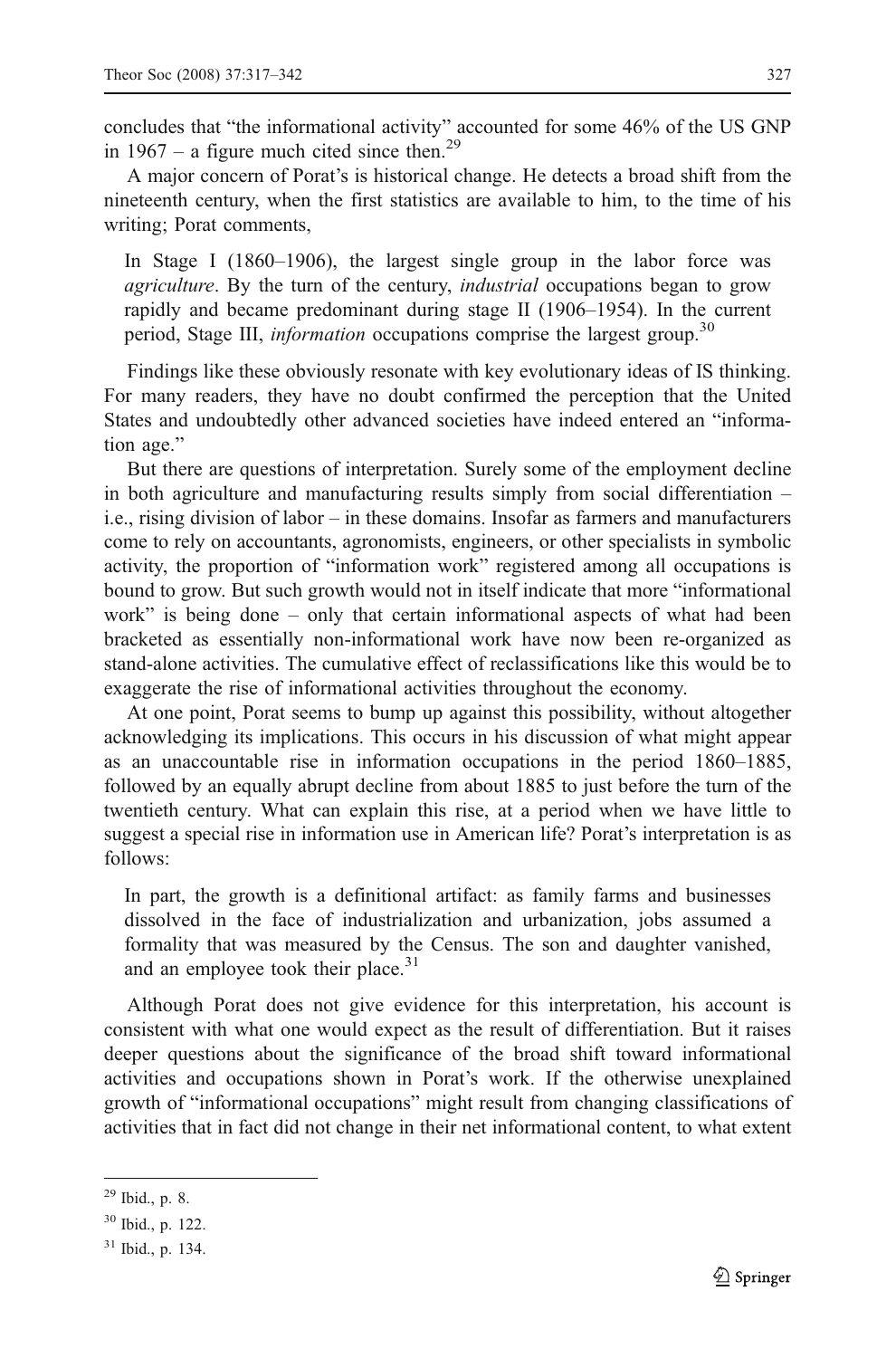concludes that "the informational activity" accounted for some 46% of the US GNP in 1967 – a figure much cited since then.[29]

A major concern of Porat's is historical change. He detects a broad shift from the nineteenth century, when the first statistics are available to him, to the time of his writing; Porat comments,

> In Stage I (1860–1906), the largest single group in the labor force was *agriculture*. By the turn of the century, *industrial* occupations began to grow rapidly and became predominant during stage II (1906–1954). In the current period, Stage III, *information* occupations comprise the largest group.[30]

Findings like these obviously resonate with key evolutionary ideas of IS thinking. For many readers, they have no doubt confirmed the perception that the United States and undoubtedly other advanced societies have indeed entered an "information age."

But there are questions of interpretation. Surely some of the employment decline in both agriculture and manufacturing results simply from social differentiation – i.e., rising division of labor – in these domains. Insofar as farmers and manufacturers come to rely on accountants, agronomists, engineers, or other specialists in symbolic activity, the proportion of "information work" registered among all occupations is bound to grow. But such growth would not in itself indicate that more "informational work" is being done – only that certain informational aspects of what had been bracketed as essentially non-informational work have now been re-organized as stand-alone activities. The cumulative effect of reclassifications like this would be to exaggerate the rise of informational activities throughout the economy.

At one point, Porat seems to bump up against this possibility, without altogether acknowledging its implications. This occurs in his discussion of what might appear as an unaccountable rise in information occupations in the period 1860–1885, followed by an equally abrupt decline from about 1885 to just before the turn of the twentieth century. What can explain this rise, at a period when we have little to suggest a special rise in information use in American life? Porat's interpretation is as follows:

> In part, the growth is a definitional artifact: as family farms and businesses dissolved in the face of industrialization and urbanization, jobs assumed a formality that was measured by the Census. The son and daughter vanished, and an employee took their place.[31]

Although Porat does not give evidence for this interpretation, his account is consistent with what one would expect as the result of differentiation. But it raises deeper questions about the significance of the broad shift toward informational activities and occupations shown in Porat's work. If the otherwise unexplained growth of "informational occupations" might result from changing classifications of activities that in fact did not change in their net informational content, to what extent

---

[29] Ibid., p. 8.

[30] Ibid., p. 122.

[31] Ibid., p. 134.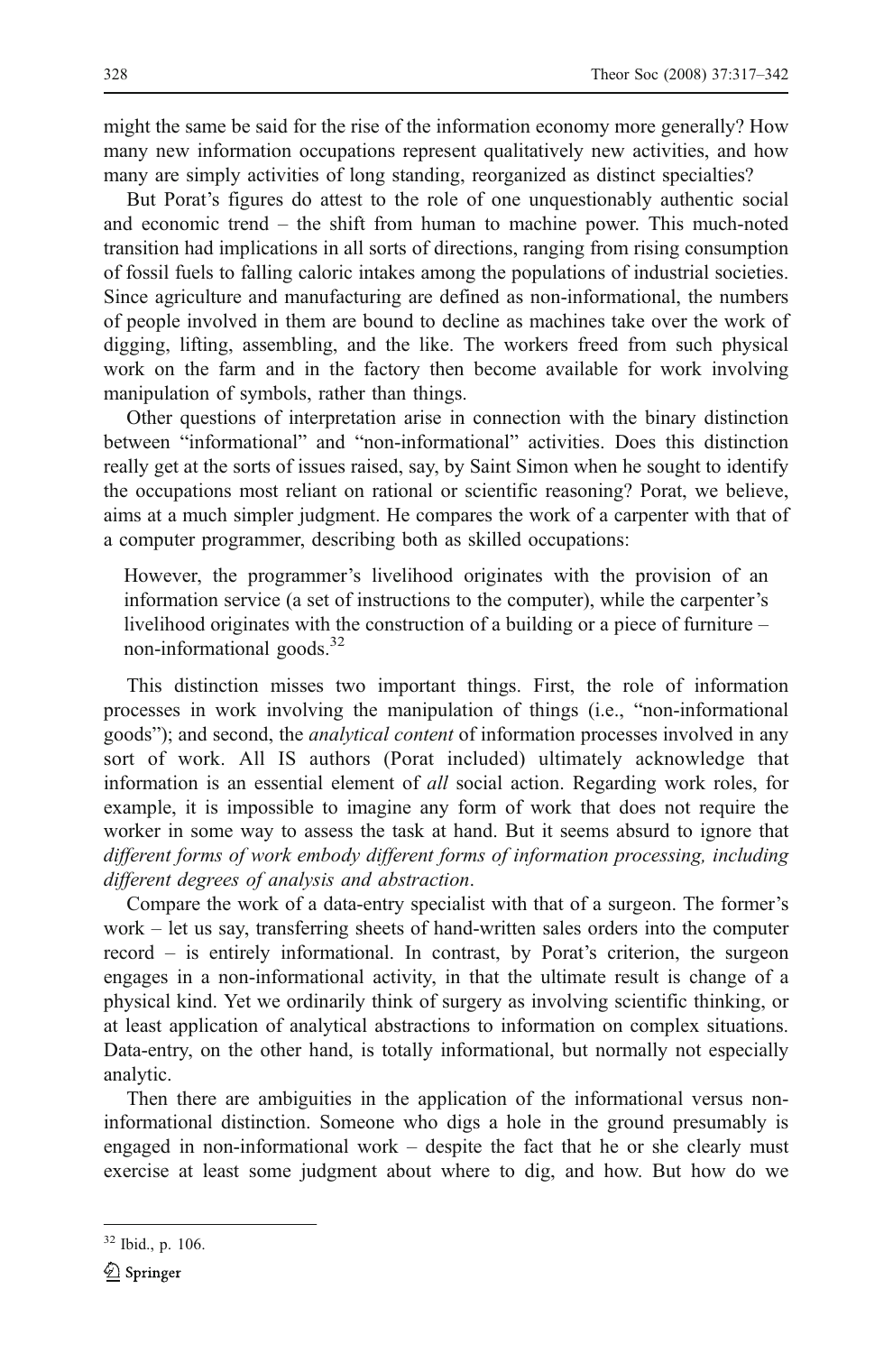might the same be said for the rise of the information economy more generally? How many new information occupations represent qualitatively new activities, and how many are simply activities of long standing, reorganized as distinct specialties?

But Porat's figures do attest to the role of one unquestionably authentic social and economic trend – the shift from human to machine power. This much-noted transition had implications in all sorts of directions, ranging from rising consumption of fossil fuels to falling caloric intakes among the populations of industrial societies. Since agriculture and manufacturing are defined as non-informational, the numbers of people involved in them are bound to decline as machines take over the work of digging, lifting, assembling, and the like. The workers freed from such physical work on the farm and in the factory then become available for work involving manipulation of symbols, rather than things.

Other questions of interpretation arise in connection with the binary distinction between "informational" and "non-informational" activities. Does this distinction really get at the sorts of issues raised, say, by Saint Simon when he sought to identify the occupations most reliant on rational or scientific reasoning? Porat, we believe, aims at a much simpler judgment. He compares the work of a carpenter with that of a computer programmer, describing both as skilled occupations:

> However, the programmer's livelihood originates with the provision of an information service (a set of instructions to the computer), while the carpenter's livelihood originates with the construction of a building or a piece of furniture – non-informational goods.[32]

This distinction misses two important things. First, the role of information processes in work involving the manipulation of things (i.e., "non-informational goods"); and second, the *analytical content* of information processes involved in any sort of work. All IS authors (Porat included) ultimately acknowledge that information is an essential element of *all* social action. Regarding work roles, for example, it is impossible to imagine any form of work that does not require the worker in some way to assess the task at hand. But it seems absurd to ignore that *different forms of work embody different forms of information processing, including different degrees of analysis and abstraction*.

Compare the work of a data-entry specialist with that of a surgeon. The former's work – let us say, transferring sheets of hand-written sales orders into the computer record – is entirely informational. In contrast, by Porat's criterion, the surgeon engages in a non-informational activity, in that the ultimate result is change of a physical kind. Yet we ordinarily think of surgery as involving scientific thinking, or at least application of analytical abstractions to information on complex situations. Data-entry, on the other hand, is totally informational, but normally not especially analytic.

Then there are ambiguities in the application of the informational versus non-informational distinction. Someone who digs a hole in the ground presumably is engaged in non-informational work – despite the fact that he or she clearly must exercise at least some judgment about where to dig, and how. But how do we

---

[32] Ibid., p. 106.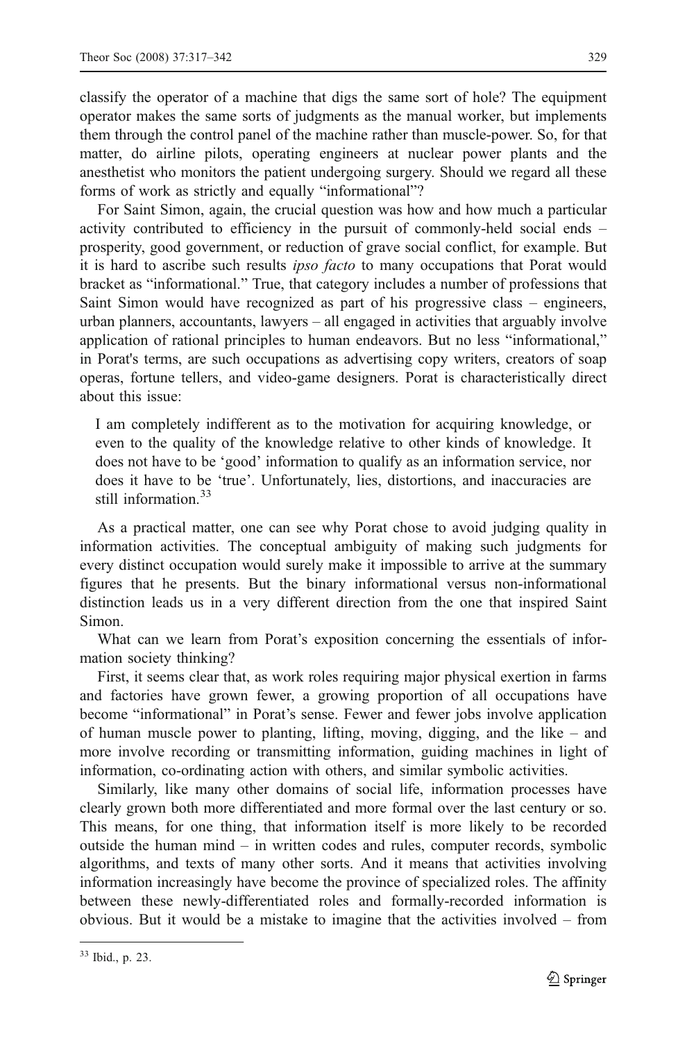classify the operator of a machine that digs the same sort of hole? The equipment operator makes the same sorts of judgments as the manual worker, but implements them through the control panel of the machine rather than muscle-power. So, for that matter, do airline pilots, operating engineers at nuclear power plants and the anesthetist who monitors the patient undergoing surgery. Should we regard all these forms of work as strictly and equally "informational"?

For Saint Simon, again, the crucial question was how and how much a particular activity contributed to efficiency in the pursuit of commonly-held social ends – prosperity, good government, or reduction of grave social conflict, for example. But it is hard to ascribe such results *ipso facto* to many occupations that Porat would bracket as "informational." True, that category includes a number of professions that Saint Simon would have recognized as part of his progressive class – engineers, urban planners, accountants, lawyers – all engaged in activities that arguably involve application of rational principles to human endeavors. But no less "informational," in Porat's terms, are such occupations as advertising copy writers, creators of soap operas, fortune tellers, and video-game designers. Porat is characteristically direct about this issue:

> I am completely indifferent as to the motivation for acquiring knowledge, or even to the quality of the knowledge relative to other kinds of knowledge. It does not have to be 'good' information to qualify as an information service, nor does it have to be 'true'. Unfortunately, lies, distortions, and inaccuracies are still information.[33]

As a practical matter, one can see why Porat chose to avoid judging quality in information activities. The conceptual ambiguity of making such judgments for every distinct occupation would surely make it impossible to arrive at the summary figures that he presents. But the binary informational versus non-informational distinction leads us in a very different direction from the one that inspired Saint Simon.

What can we learn from Porat's exposition concerning the essentials of information society thinking?

First, it seems clear that, as work roles requiring major physical exertion in farms and factories have grown fewer, a growing proportion of all occupations have become "informational" in Porat's sense. Fewer and fewer jobs involve application of human muscle power to planting, lifting, moving, digging, and the like – and more involve recording or transmitting information, guiding machines in light of information, co-ordinating action with others, and similar symbolic activities.

Similarly, like many other domains of social life, information processes have clearly grown both more differentiated and more formal over the last century or so. This means, for one thing, that information itself is more likely to be recorded outside the human mind – in written codes and rules, computer records, symbolic algorithms, and texts of many other sorts. And it means that activities involving information increasingly have become the province of specialized roles. The affinity between these newly-differentiated roles and formally-recorded information is obvious. But it would be a mistake to imagine that the activities involved – from

[33] Ibid., p. 23.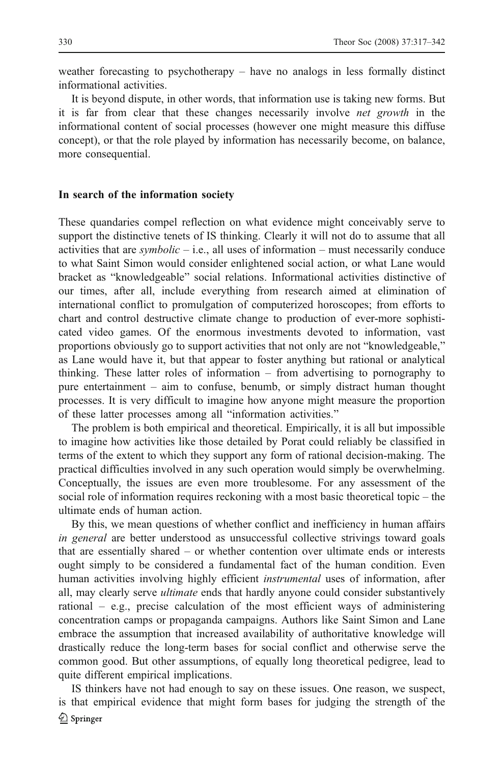weather forecasting to psychotherapy – have no analogs in less formally distinct informational activities.

It is beyond dispute, in other words, that information use is taking new forms. But it is far from clear that these changes necessarily involve *net growth* in the informational content of social processes (however one might measure this diffuse concept), or that the role played by information has necessarily become, on balance, more consequential.

## In search of the information society

These quandaries compel reflection on what evidence might conceivably serve to support the distinctive tenets of IS thinking. Clearly it will not do to assume that all activities that are *symbolic* – i.e., all uses of information – must necessarily conduce to what Saint Simon would consider enlightened social action, or what Lane would bracket as "knowledgeable" social relations. Informational activities distinctive of our times, after all, include everything from research aimed at elimination of international conflict to promulgation of computerized horoscopes; from efforts to chart and control destructive climate change to production of ever-more sophisticated video games. Of the enormous investments devoted to information, vast proportions obviously go to support activities that not only are not "knowledgeable," as Lane would have it, but that appear to foster anything but rational or analytical thinking. These latter roles of information – from advertising to pornography to pure entertainment – aim to confuse, benumb, or simply distract human thought processes. It is very difficult to imagine how anyone might measure the proportion of these latter processes among all "information activities."

The problem is both empirical and theoretical. Empirically, it is all but impossible to imagine how activities like those detailed by Porat could reliably be classified in terms of the extent to which they support any form of rational decision-making. The practical difficulties involved in any such operation would simply be overwhelming. Conceptually, the issues are even more troublesome. For any assessment of the social role of information requires reckoning with a most basic theoretical topic – the ultimate ends of human action.

By this, we mean questions of whether conflict and inefficiency in human affairs *in general* are better understood as unsuccessful collective strivings toward goals that are essentially shared – or whether contention over ultimate ends or interests ought simply to be considered a fundamental fact of the human condition. Even human activities involving highly efficient *instrumental* uses of information, after all, may clearly serve *ultimate* ends that hardly anyone could consider substantively rational – e.g., precise calculation of the most efficient ways of administering concentration camps or propaganda campaigns. Authors like Saint Simon and Lane embrace the assumption that increased availability of authoritative knowledge will drastically reduce the long-term bases for social conflict and otherwise serve the common good. But other assumptions, of equally long theoretical pedigree, lead to quite different empirical implications.

IS thinkers have not had enough to say on these issues. One reason, we suspect, is that empirical evidence that might form bases for judging the strength of the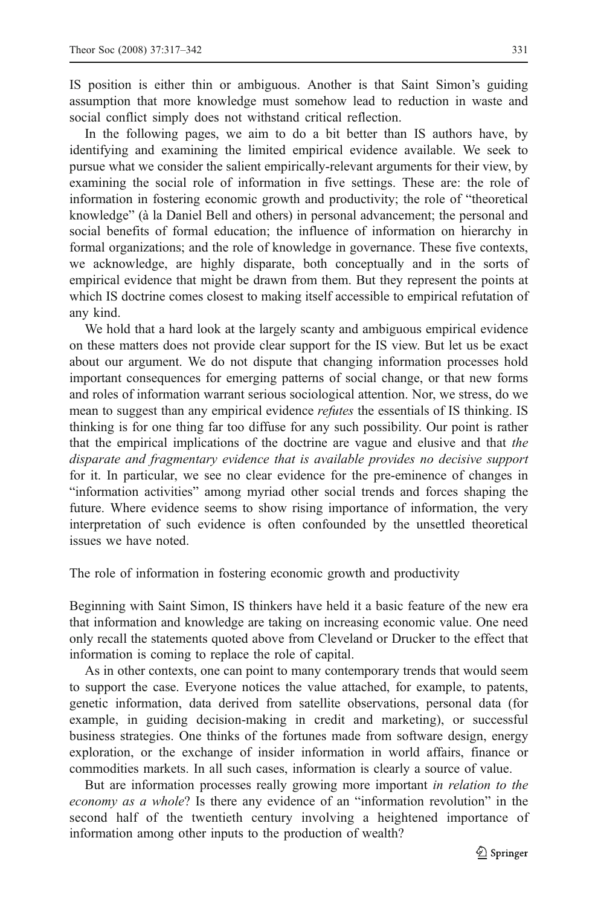IS position is either thin or ambiguous. Another is that Saint Simon's guiding assumption that more knowledge must somehow lead to reduction in waste and social conflict simply does not withstand critical reflection.

In the following pages, we aim to do a bit better than IS authors have, by identifying and examining the limited empirical evidence available. We seek to pursue what we consider the salient empirically-relevant arguments for their view, by examining the social role of information in five settings. These are: the role of information in fostering economic growth and productivity; the role of "theoretical knowledge" (à la Daniel Bell and others) in personal advancement; the personal and social benefits of formal education; the influence of information on hierarchy in formal organizations; and the role of knowledge in governance. These five contexts, we acknowledge, are highly disparate, both conceptually and in the sorts of empirical evidence that might be drawn from them. But they represent the points at which IS doctrine comes closest to making itself accessible to empirical refutation of any kind.

We hold that a hard look at the largely scanty and ambiguous empirical evidence on these matters does not provide clear support for the IS view. But let us be exact about our argument. We do not dispute that changing information processes hold important consequences for emerging patterns of social change, or that new forms and roles of information warrant serious sociological attention. Nor, we stress, do we mean to suggest than any empirical evidence *refutes* the essentials of IS thinking. IS thinking is for one thing far too diffuse for any such possibility. Our point is rather that the empirical implications of the doctrine are vague and elusive and that *the disparate and fragmentary evidence that is available provides no decisive support* for it. In particular, we see no clear evidence for the pre-eminence of changes in "information activities" among myriad other social trends and forces shaping the future. Where evidence seems to show rising importance of information, the very interpretation of such evidence is often confounded by the unsettled theoretical issues we have noted.

## The role of information in fostering economic growth and productivity

Beginning with Saint Simon, IS thinkers have held it a basic feature of the new era that information and knowledge are taking on increasing economic value. One need only recall the statements quoted above from Cleveland or Drucker to the effect that information is coming to replace the role of capital.

As in other contexts, one can point to many contemporary trends that would seem to support the case. Everyone notices the value attached, for example, to patents, genetic information, data derived from satellite observations, personal data (for example, in guiding decision-making in credit and marketing), or successful business strategies. One thinks of the fortunes made from software design, energy exploration, or the exchange of insider information in world affairs, finance or commodities markets. In all such cases, information is clearly a source of value.

But are information processes really growing more important *in relation to the economy as a whole*? Is there any evidence of an "information revolution" in the second half of the twentieth century involving a heightened importance of information among other inputs to the production of wealth?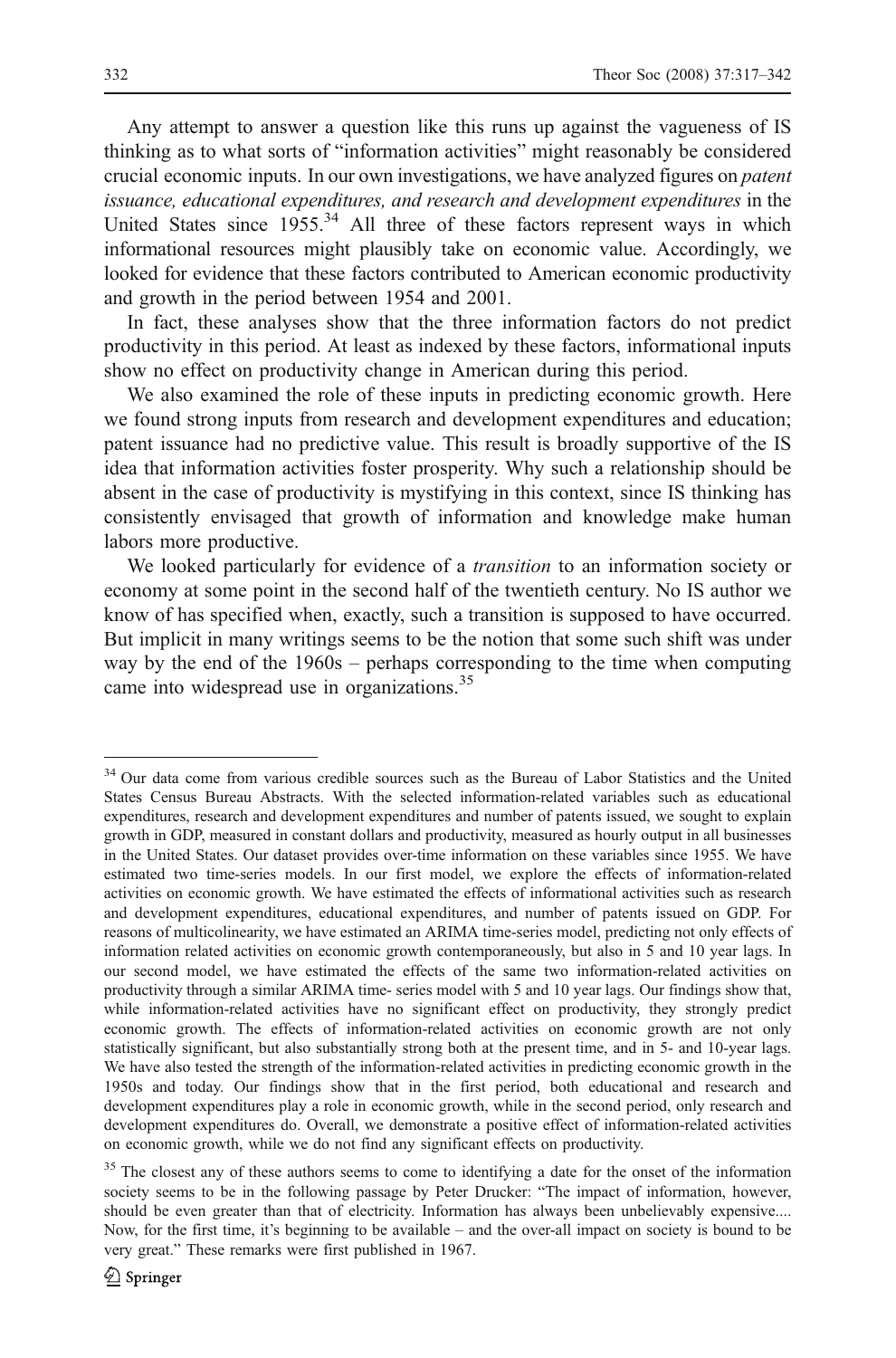Any attempt to answer a question like this runs up against the vagueness of IS thinking as to what sorts of "information activities" might reasonably be considered crucial economic inputs. In our own investigations, we have analyzed figures on *patent issuance, educational expenditures, and research and development expenditures* in the United States since 1955.[34] All three of these factors represent ways in which informational resources might plausibly take on economic value. Accordingly, we looked for evidence that these factors contributed to American economic productivity and growth in the period between 1954 and 2001.

In fact, these analyses show that the three information factors do not predict productivity in this period. At least as indexed by these factors, informational inputs show no effect on productivity change in American during this period.

We also examined the role of these inputs in predicting economic growth. Here we found strong inputs from research and development expenditures and education; patent issuance had no predictive value. This result is broadly supportive of the IS idea that information activities foster prosperity. Why such a relationship should be absent in the case of productivity is mystifying in this context, since IS thinking has consistently envisaged that growth of information and knowledge make human labors more productive.

We looked particularly for evidence of a *transition* to an information society or economy at some point in the second half of the twentieth century. No IS author we know of has specified when, exactly, such a transition is supposed to have occurred. But implicit in many writings seems to be the notion that some such shift was under way by the end of the 1960s – perhaps corresponding to the time when computing came into widespread use in organizations.[35]

---

[34] Our data come from various credible sources such as the Bureau of Labor Statistics and the United States Census Bureau Abstracts. With the selected information-related variables such as educational expenditures, research and development expenditures and number of patents issued, we sought to explain growth in GDP, measured in constant dollars and productivity, measured as hourly output in all businesses in the United States. Our dataset provides over-time information on these variables since 1955. We have estimated two time-series models. In our first model, we explore the effects of information-related activities on economic growth. We have estimated the effects of informational activities such as research and development expenditures, educational expenditures, and number of patents issued on GDP. For reasons of multicolinearity, we have estimated an ARIMA time-series model, predicting not only effects of information related activities on economic growth contemporaneously, but also in 5 and 10 year lags. In our second model, we have estimated the effects of the same two information-related activities on productivity through a similar ARIMA time- series model with 5 and 10 year lags. Our findings show that, while information-related activities have no significant effect on productivity, they strongly predict economic growth. The effects of information-related activities on economic growth are not only statistically significant, but also substantially strong both at the present time, and in 5- and 10-year lags. We have also tested the strength of the information-related activities in predicting economic growth in the 1950s and today. Our findings show that in the first period, both educational and research and development expenditures play a role in economic growth, while in the second period, only research and development expenditures do. Overall, we demonstrate a positive effect of information-related activities on economic growth, while we do not find any significant effects on productivity.

[35] The closest any of these authors seems to come to identifying a date for the onset of the information society seems to be in the following passage by Peter Drucker: "The impact of information, however, should be even greater than that of electricity. Information has always been unbelievably expensive.... Now, for the first time, it's beginning to be available – and the over-all impact on society is bound to be very great." These remarks were first published in 1967.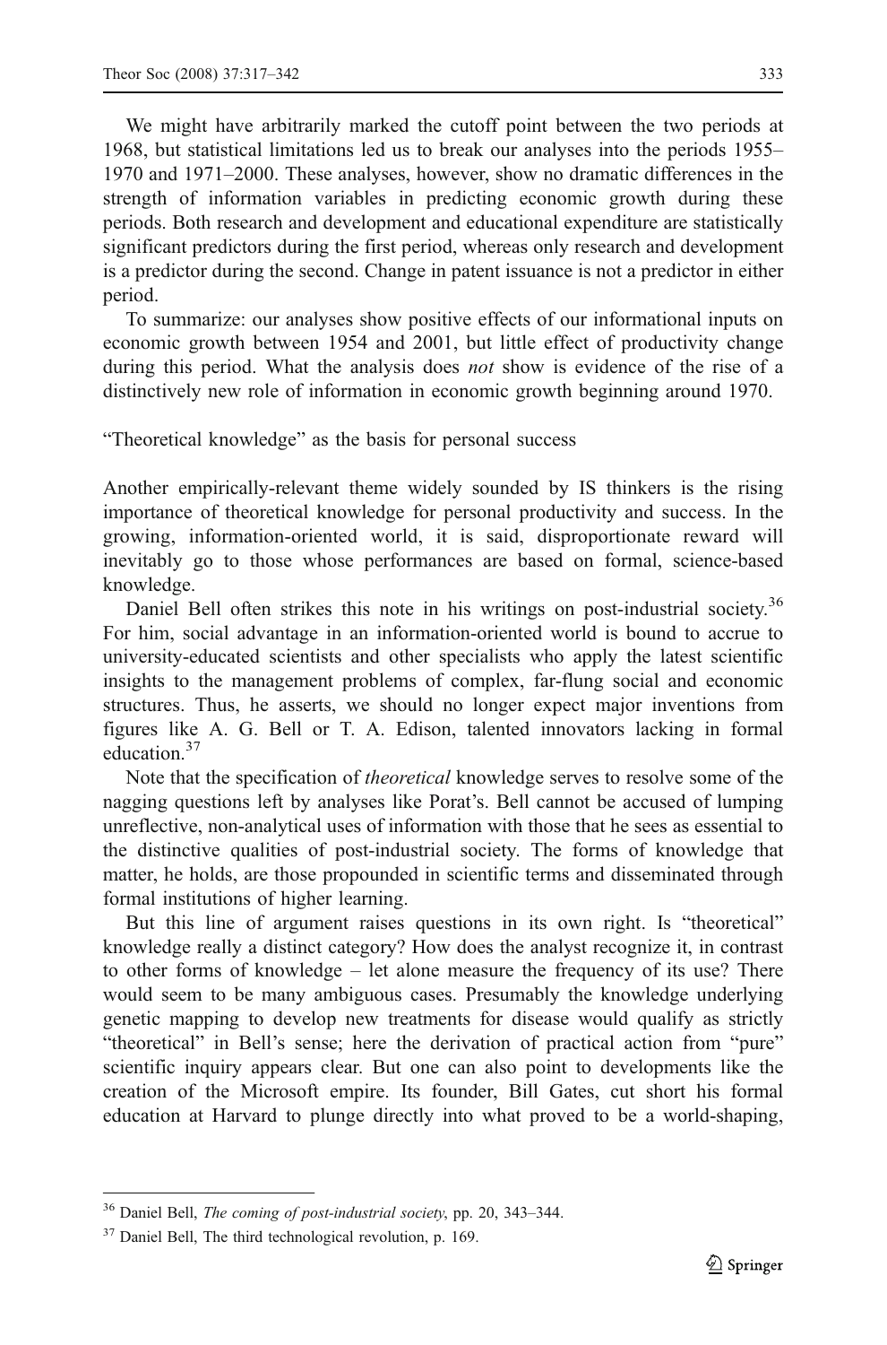We might have arbitrarily marked the cutoff point between the two periods at 1968, but statistical limitations led us to break our analyses into the periods 1955–1970 and 1971–2000. These analyses, however, show no dramatic differences in the strength of information variables in predicting economic growth during these periods. Both research and development and educational expenditure are statistically significant predictors during the first period, whereas only research and development is a predictor during the second. Change in patent issuance is not a predictor in either period.

To summarize: our analyses show positive effects of our informational inputs on economic growth between 1954 and 2001, but little effect of productivity change during this period. What the analysis does *not* show is evidence of the rise of a distinctively new role of information in economic growth beginning around 1970.

## "Theoretical knowledge" as the basis for personal success

Another empirically-relevant theme widely sounded by IS thinkers is the rising importance of theoretical knowledge for personal productivity and success. In the growing, information-oriented world, it is said, disproportionate reward will inevitably go to those whose performances are based on formal, science-based knowledge.

Daniel Bell often strikes this note in his writings on post-industrial society.[36] For him, social advantage in an information-oriented world is bound to accrue to university-educated scientists and other specialists who apply the latest scientific insights to the management problems of complex, far-flung social and economic structures. Thus, he asserts, we should no longer expect major inventions from figures like A. G. Bell or T. A. Edison, talented innovators lacking in formal education.[37]

Note that the specification of *theoretical* knowledge serves to resolve some of the nagging questions left by analyses like Porat's. Bell cannot be accused of lumping unreflective, non-analytical uses of information with those that he sees as essential to the distinctive qualities of post-industrial society. The forms of knowledge that matter, he holds, are those propounded in scientific terms and disseminated through formal institutions of higher learning.

But this line of argument raises questions in its own right. Is "theoretical" knowledge really a distinct category? How does the analyst recognize it, in contrast to other forms of knowledge – let alone measure the frequency of its use? There would seem to be many ambiguous cases. Presumably the knowledge underlying genetic mapping to develop new treatments for disease would qualify as strictly "theoretical" in Bell's sense; here the derivation of practical action from "pure" scientific inquiry appears clear. But one can also point to developments like the creation of the Microsoft empire. Its founder, Bill Gates, cut short his formal education at Harvard to plunge directly into what proved to be a world-shaping,

---

[36] Daniel Bell, *The coming of post-industrial society*, pp. 20, 343–344.

[37] Daniel Bell, The third technological revolution, p. 169.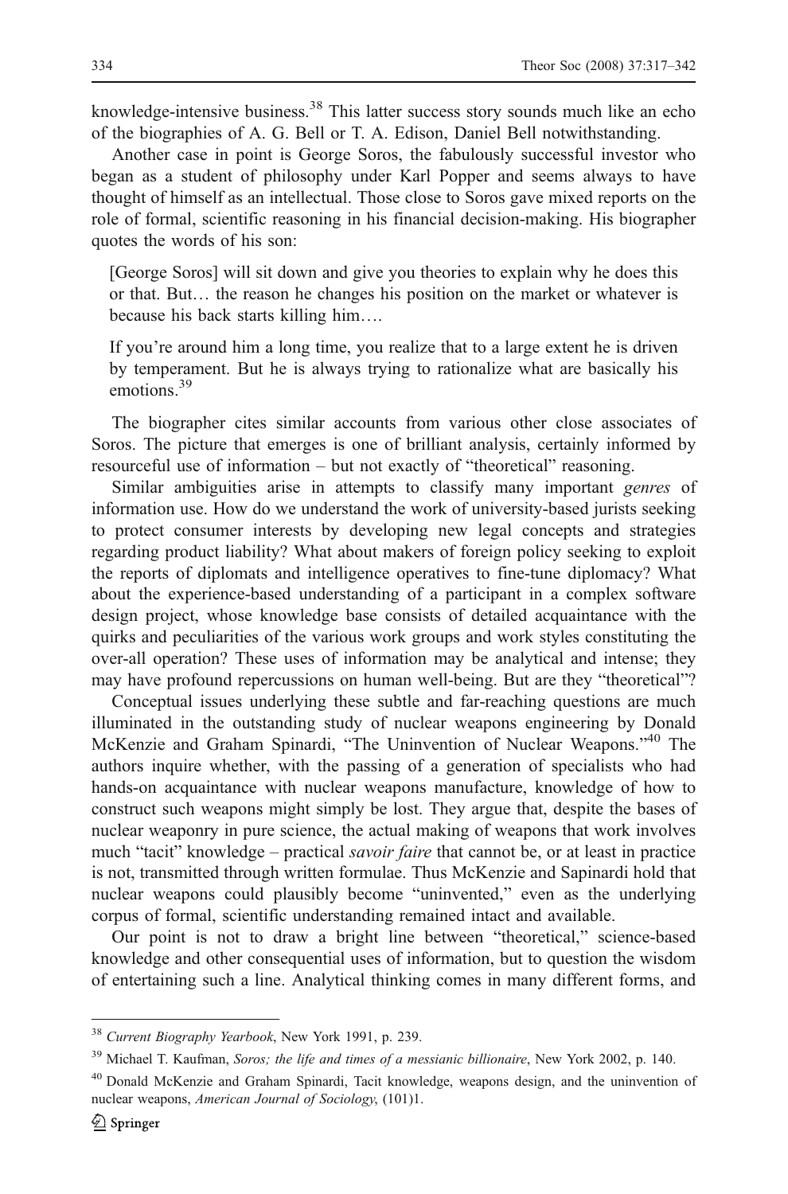knowledge-intensive business.[38] This latter success story sounds much like an echo of the biographies of A. G. Bell or T. A. Edison, Daniel Bell notwithstanding.

Another case in point is George Soros, the fabulously successful investor who began as a student of philosophy under Karl Popper and seems always to have thought of himself as an intellectual. Those close to Soros gave mixed reports on the role of formal, scientific reasoning in his financial decision-making. His biographer quotes the words of his son:

> [George Soros] will sit down and give you theories to explain why he does this or that. But… the reason he changes his position on the market or whatever is because his back starts killing him….
>
> If you're around him a long time, you realize that to a large extent he is driven by temperament. But he is always trying to rationalize what are basically his emotions.[39]

The biographer cites similar accounts from various other close associates of Soros. The picture that emerges is one of brilliant analysis, certainly informed by resourceful use of information – but not exactly of "theoretical" reasoning.

Similar ambiguities arise in attempts to classify many important *genres* of information use. How do we understand the work of university-based jurists seeking to protect consumer interests by developing new legal concepts and strategies regarding product liability? What about makers of foreign policy seeking to exploit the reports of diplomats and intelligence operatives to fine-tune diplomacy? What about the experience-based understanding of a participant in a complex software design project, whose knowledge base consists of detailed acquaintance with the quirks and peculiarities of the various work groups and work styles constituting the over-all operation? These uses of information may be analytical and intense; they may have profound repercussions on human well-being. But are they "theoretical"?

Conceptual issues underlying these subtle and far-reaching questions are much illuminated in the outstanding study of nuclear weapons engineering by Donald McKenzie and Graham Spinardi, "The Uninvention of Nuclear Weapons."[40] The authors inquire whether, with the passing of a generation of specialists who had hands-on acquaintance with nuclear weapons manufacture, knowledge of how to construct such weapons might simply be lost. They argue that, despite the bases of nuclear weaponry in pure science, the actual making of weapons that work involves much "tacit" knowledge – practical *savoir faire* that cannot be, or at least in practice is not, transmitted through written formulae. Thus McKenzie and Sapinardi hold that nuclear weapons could plausibly become "uninvented," even as the underlying corpus of formal, scientific understanding remained intact and available.

Our point is not to draw a bright line between "theoretical," science-based knowledge and other consequential uses of information, but to question the wisdom of entertaining such a line. Analytical thinking comes in many different forms, and

---

[38] *Current Biography Yearbook*, New York 1991, p. 239.

[39] Michael T. Kaufman, *Soros; the life and times of a messianic billionaire*, New York 2002, p. 140.

[40] Donald McKenzie and Graham Spinardi, Tacit knowledge, weapons design, and the uninvention of nuclear weapons, *American Journal of Sociology*, (101)1.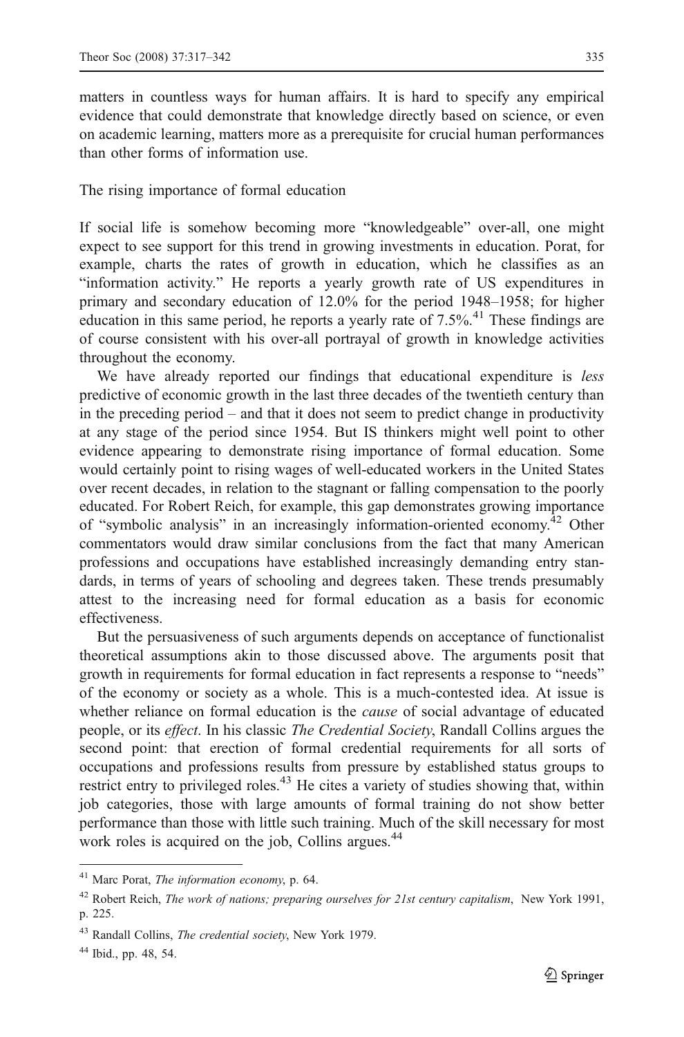matters in countless ways for human affairs. It is hard to specify any empirical evidence that could demonstrate that knowledge directly based on science, or even on academic learning, matters more as a prerequisite for crucial human performances than other forms of information use.

## The rising importance of formal education

If social life is somehow becoming more "knowledgeable" over-all, one might expect to see support for this trend in growing investments in education. Porat, for example, charts the rates of growth in education, which he classifies as an "information activity." He reports a yearly growth rate of US expenditures in primary and secondary education of 12.0% for the period 1948–1958; for higher education in this same period, he reports a yearly rate of 7.5%.[41] These findings are of course consistent with his over-all portrayal of growth in knowledge activities throughout the economy.

We have already reported our findings that educational expenditure is *less* predictive of economic growth in the last three decades of the twentieth century than in the preceding period – and that it does not seem to predict change in productivity at any stage of the period since 1954. But IS thinkers might well point to other evidence appearing to demonstrate rising importance of formal education. Some would certainly point to rising wages of well-educated workers in the United States over recent decades, in relation to the stagnant or falling compensation to the poorly educated. For Robert Reich, for example, this gap demonstrates growing importance of "symbolic analysis" in an increasingly information-oriented economy.[42] Other commentators would draw similar conclusions from the fact that many American professions and occupations have established increasingly demanding entry standards, in terms of years of schooling and degrees taken. These trends presumably attest to the increasing need for formal education as a basis for economic effectiveness.

But the persuasiveness of such arguments depends on acceptance of functionalist theoretical assumptions akin to those discussed above. The arguments posit that growth in requirements for formal education in fact represents a response to "needs" of the economy or society as a whole. This is a much-contested idea. At issue is whether reliance on formal education is the *cause* of social advantage of educated people, or its *effect*. In his classic *The Credential Society*, Randall Collins argues the second point: that erection of formal credential requirements for all sorts of occupations and professions results from pressure by established status groups to restrict entry to privileged roles.[43] He cites a variety of studies showing that, within job categories, those with large amounts of formal training do not show better performance than those with little such training. Much of the skill necessary for most work roles is acquired on the job, Collins argues.[44]

---

[41] Marc Porat, *The information economy*, p. 64.

[42] Robert Reich, *The work of nations; preparing ourselves for 21st century capitalism*, New York 1991, p. 225.

[43] Randall Collins, *The credential society*, New York 1979.

[44] Ibid., pp. 48, 54.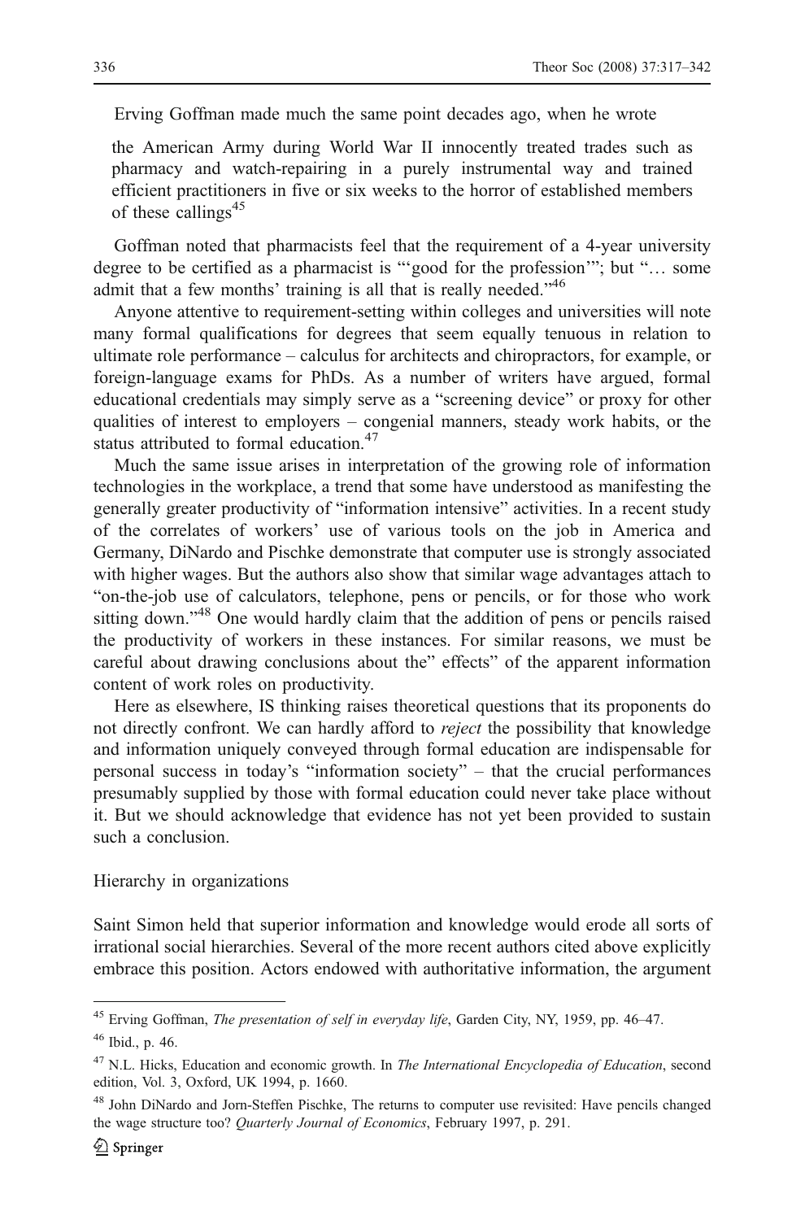Erving Goffman made much the same point decades ago, when he wrote

> the American Army during World War II innocently treated trades such as pharmacy and watch-repairing in a purely instrumental way and trained efficient practitioners in five or six weeks to the horror of established members of these callings[45]

Goffman noted that pharmacists feel that the requirement of a 4-year university degree to be certified as a pharmacist is "'good for the profession'"; but "… some admit that a few months' training is all that is really needed."[46]

Anyone attentive to requirement-setting within colleges and universities will note many formal qualifications for degrees that seem equally tenuous in relation to ultimate role performance – calculus for architects and chiropractors, for example, or foreign-language exams for PhDs. As a number of writers have argued, formal educational credentials may simply serve as a "screening device" or proxy for other qualities of interest to employers – congenial manners, steady work habits, or the status attributed to formal education.[47]

Much the same issue arises in interpretation of the growing role of information technologies in the workplace, a trend that some have understood as manifesting the generally greater productivity of "information intensive" activities. In a recent study of the correlates of workers' use of various tools on the job in America and Germany, DiNardo and Pischke demonstrate that computer use is strongly associated with higher wages. But the authors also show that similar wage advantages attach to "on-the-job use of calculators, telephone, pens or pencils, or for those who work sitting down."[48] One would hardly claim that the addition of pens or pencils raised the productivity of workers in these instances. For similar reasons, we must be careful about drawing conclusions about the" effects" of the apparent information content of work roles on productivity.

Here as elsewhere, IS thinking raises theoretical questions that its proponents do not directly confront. We can hardly afford to *reject* the possibility that knowledge and information uniquely conveyed through formal education are indispensable for personal success in today's "information society" – that the crucial performances presumably supplied by those with formal education could never take place without it. But we should acknowledge that evidence has not yet been provided to sustain such a conclusion.

### Hierarchy in organizations

Saint Simon held that superior information and knowledge would erode all sorts of irrational social hierarchies. Several of the more recent authors cited above explicitly embrace this position. Actors endowed with authoritative information, the argument

---

[45] Erving Goffman, *The presentation of self in everyday life*, Garden City, NY, 1959, pp. 46–47.

[46] Ibid., p. 46.

[47] N.L. Hicks, Education and economic growth. In *The International Encyclopedia of Education*, second edition, Vol. 3, Oxford, UK 1994, p. 1660.

[48] John DiNardo and Jorn-Steffen Pischke, The returns to computer use revisited: Have pencils changed the wage structure too? *Quarterly Journal of Economics*, February 1997, p. 291.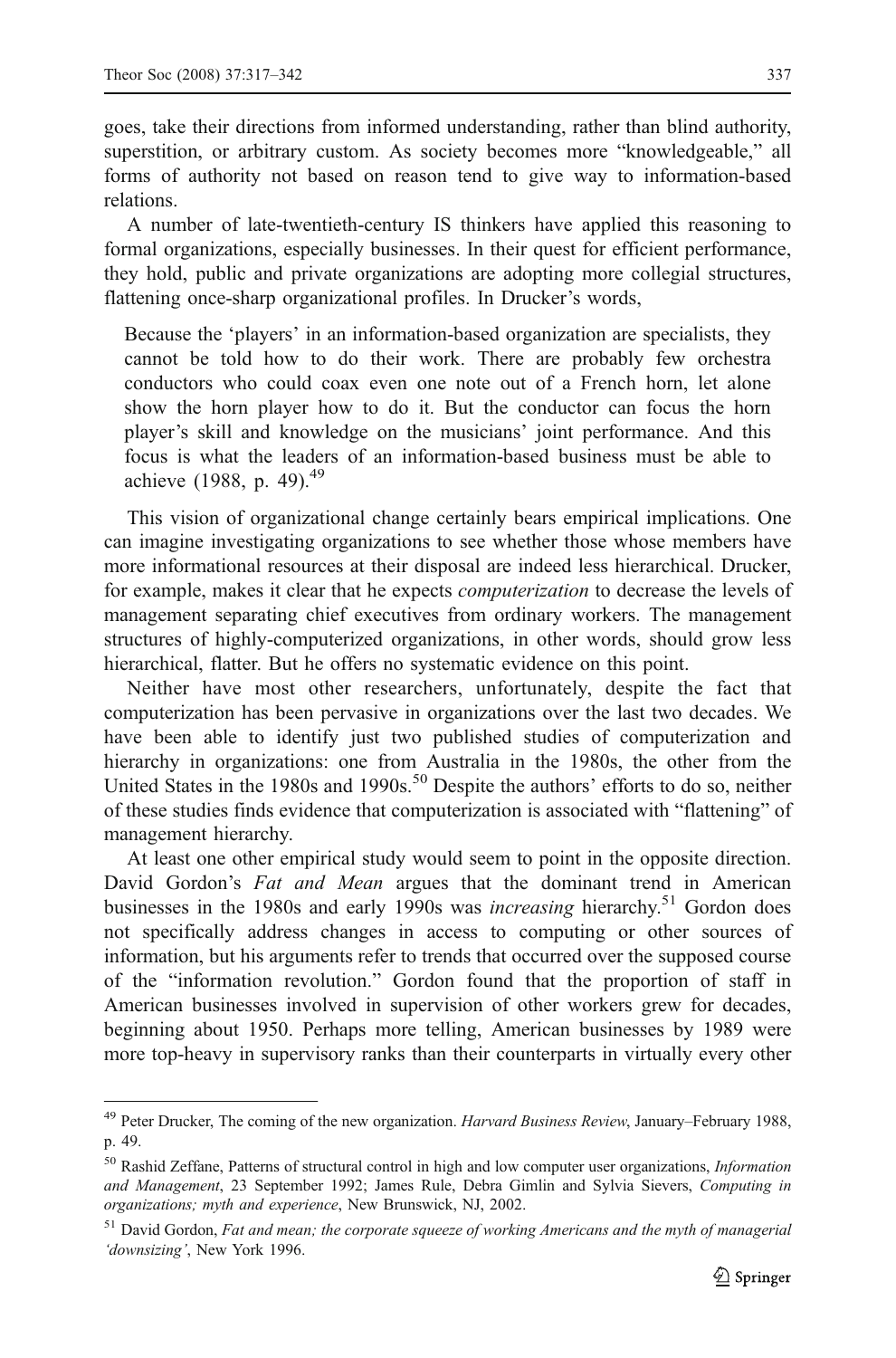goes, take their directions from informed understanding, rather than blind authority, superstition, or arbitrary custom. As society becomes more "knowledgeable," all forms of authority not based on reason tend to give way to information-based relations.

A number of late-twentieth-century IS thinkers have applied this reasoning to formal organizations, especially businesses. In their quest for efficient performance, they hold, public and private organizations are adopting more collegial structures, flattening once-sharp organizational profiles. In Drucker's words,

> Because the 'players' in an information-based organization are specialists, they cannot be told how to do their work. There are probably few orchestra conductors who could coax even one note out of a French horn, let alone show the horn player how to do it. But the conductor can focus the horn player's skill and knowledge on the musicians' joint performance. And this focus is what the leaders of an information-based business must be able to achieve (1988, p. 49).[49]

This vision of organizational change certainly bears empirical implications. One can imagine investigating organizations to see whether those whose members have more informational resources at their disposal are indeed less hierarchical. Drucker, for example, makes it clear that he expects *computerization* to decrease the levels of management separating chief executives from ordinary workers. The management structures of highly-computerized organizations, in other words, should grow less hierarchical, flatter. But he offers no systematic evidence on this point.

Neither have most other researchers, unfortunately, despite the fact that computerization has been pervasive in organizations over the last two decades. We have been able to identify just two published studies of computerization and hierarchy in organizations: one from Australia in the 1980s, the other from the United States in the 1980s and 1990s.[50] Despite the authors' efforts to do so, neither of these studies finds evidence that computerization is associated with "flattening" of management hierarchy.

At least one other empirical study would seem to point in the opposite direction. David Gordon's *Fat and Mean* argues that the dominant trend in American businesses in the 1980s and early 1990s was *increasing* hierarchy.[51] Gordon does not specifically address changes in access to computing or other sources of information, but his arguments refer to trends that occurred over the supposed course of the "information revolution." Gordon found that the proportion of staff in American businesses involved in supervision of other workers grew for decades, beginning about 1950. Perhaps more telling, American businesses by 1989 were more top-heavy in supervisory ranks than their counterparts in virtually every other

---

[49] Peter Drucker, The coming of the new organization. *Harvard Business Review*, January–February 1988, p. 49.

[50] Rashid Zeffane, Patterns of structural control in high and low computer user organizations, *Information and Management*, 23 September 1992; James Rule, Debra Gimlin and Sylvia Sievers, *Computing in organizations; myth and experience*, New Brunswick, NJ, 2002.

[51] David Gordon, *Fat and mean; the corporate squeeze of working Americans and the myth of managerial 'downsizing'*, New York 1996.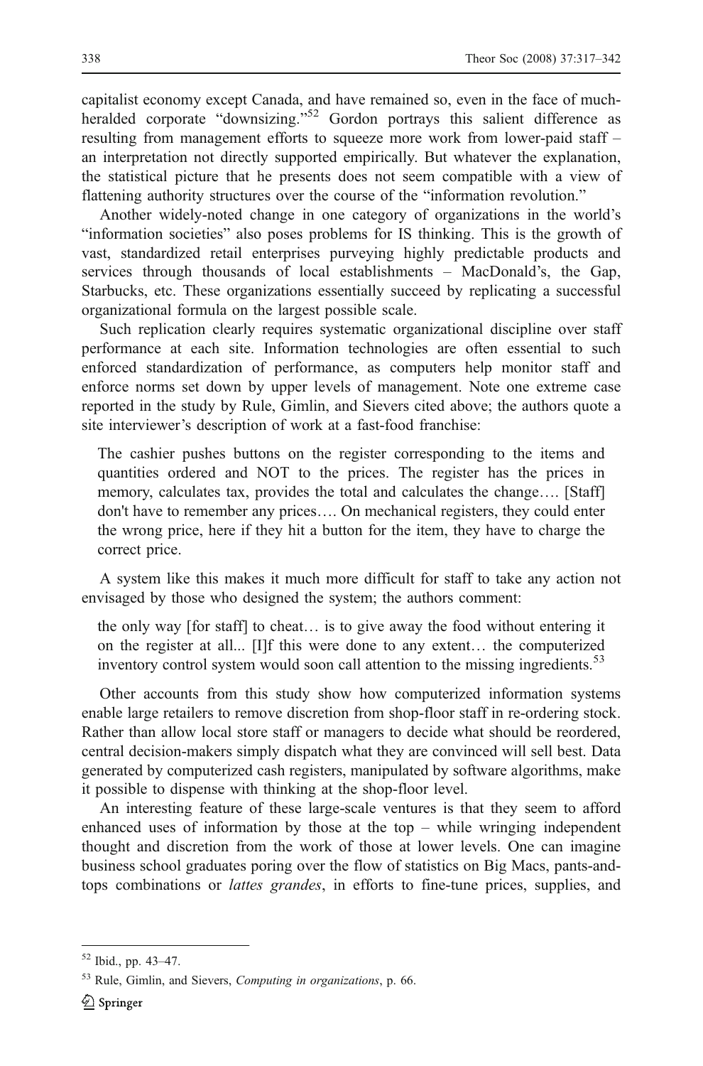capitalist economy except Canada, and have remained so, even in the face of much-heralded corporate "downsizing."[52] Gordon portrays this salient difference as resulting from management efforts to squeeze more work from lower-paid staff – an interpretation not directly supported empirically. But whatever the explanation, the statistical picture that he presents does not seem compatible with a view of flattening authority structures over the course of the "information revolution."

Another widely-noted change in one category of organizations in the world's "information societies" also poses problems for IS thinking. This is the growth of vast, standardized retail enterprises purveying highly predictable products and services through thousands of local establishments – MacDonald's, the Gap, Starbucks, etc. These organizations essentially succeed by replicating a successful organizational formula on the largest possible scale.

Such replication clearly requires systematic organizational discipline over staff performance at each site. Information technologies are often essential to such enforced standardization of performance, as computers help monitor staff and enforce norms set down by upper levels of management. Note one extreme case reported in the study by Rule, Gimlin, and Sievers cited above; the authors quote a site interviewer's description of work at a fast-food franchise:

> The cashier pushes buttons on the register corresponding to the items and quantities ordered and NOT to the prices. The register has the prices in memory, calculates tax, provides the total and calculates the change…. [Staff] don't have to remember any prices…. On mechanical registers, they could enter the wrong price, here if they hit a button for the item, they have to charge the correct price.

A system like this makes it much more difficult for staff to take any action not envisaged by those who designed the system; the authors comment:

> the only way [for staff] to cheat… is to give away the food without entering it on the register at all... [I]f this were done to any extent… the computerized inventory control system would soon call attention to the missing ingredients.[53]

Other accounts from this study show how computerized information systems enable large retailers to remove discretion from shop-floor staff in re-ordering stock. Rather than allow local store staff or managers to decide what should be reordered, central decision-makers simply dispatch what they are convinced will sell best. Data generated by computerized cash registers, manipulated by software algorithms, make it possible to dispense with thinking at the shop-floor level.

An interesting feature of these large-scale ventures is that they seem to afford enhanced uses of information by those at the top – while wringing independent thought and discretion from the work of those at lower levels. One can imagine business school graduates poring over the flow of statistics on Big Macs, pants-and-tops combinations or *lattes grandes*, in efforts to fine-tune prices, supplies, and

---

[52] Ibid., pp. 43–47.

[53] Rule, Gimlin, and Sievers, *Computing in organizations*, p. 66.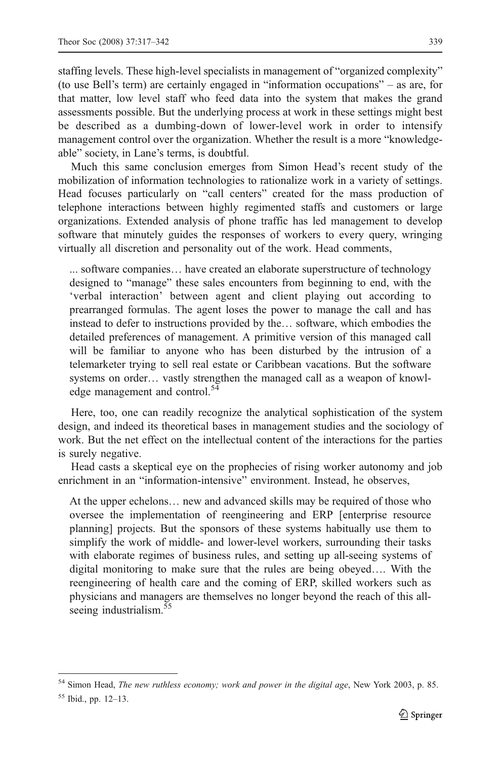staffing levels. These high-level specialists in management of "organized complexity" (to use Bell's term) are certainly engaged in "information occupations" – as are, for that matter, low level staff who feed data into the system that makes the grand assessments possible. But the underlying process at work in these settings might best be described as a dumbing-down of lower-level work in order to intensify management control over the organization. Whether the result is a more "knowledgeable" society, in Lane's terms, is doubtful.

Much this same conclusion emerges from Simon Head's recent study of the mobilization of information technologies to rationalize work in a variety of settings. Head focuses particularly on "call centers" created for the mass production of telephone interactions between highly regimented staffs and customers or large organizations. Extended analysis of phone traffic has led management to develop software that minutely guides the responses of workers to every query, wringing virtually all discretion and personality out of the work. Head comments,

> ... software companies… have created an elaborate superstructure of technology designed to "manage" these sales encounters from beginning to end, with the 'verbal interaction' between agent and client playing out according to prearranged formulas. The agent loses the power to manage the call and has instead to defer to instructions provided by the… software, which embodies the detailed preferences of management. A primitive version of this managed call will be familiar to anyone who has been disturbed by the intrusion of a telemarketer trying to sell real estate or Caribbean vacations. But the software systems on order… vastly strengthen the managed call as a weapon of knowledge management and control.[54]

Here, too, one can readily recognize the analytical sophistication of the system design, and indeed its theoretical bases in management studies and the sociology of work. But the net effect on the intellectual content of the interactions for the parties is surely negative.

Head casts a skeptical eye on the prophecies of rising worker autonomy and job enrichment in an "information-intensive" environment. Instead, he observes,

> At the upper echelons… new and advanced skills may be required of those who oversee the implementation of reengineering and ERP [enterprise resource planning] projects. But the sponsors of these systems habitually use them to simplify the work of middle- and lower-level workers, surrounding their tasks with elaborate regimes of business rules, and setting up all-seeing systems of digital monitoring to make sure that the rules are being obeyed…. With the reengineering of health care and the coming of ERP, skilled workers such as physicians and managers are themselves no longer beyond the reach of this all-seeing industrialism.[55]

---

[54] Simon Head, *The new ruthless economy; work and power in the digital age*, New York 2003, p. 85.

[55] Ibid., pp. 12–13.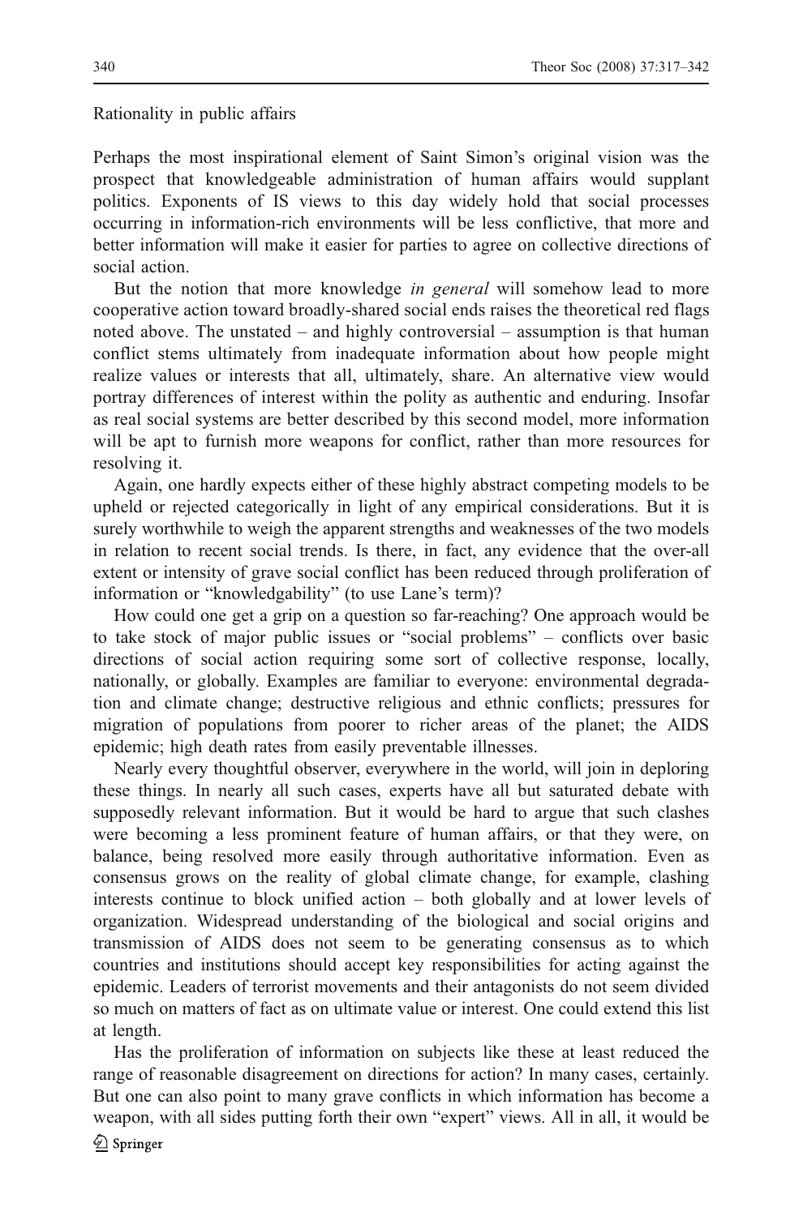Rationality in public affairs

Perhaps the most inspirational element of Saint Simon's original vision was the prospect that knowledgeable administration of human affairs would supplant politics. Exponents of IS views to this day widely hold that social processes occurring in information-rich environments will be less conflictive, that more and better information will make it easier for parties to agree on collective directions of social action.

But the notion that more knowledge *in general* will somehow lead to more cooperative action toward broadly-shared social ends raises the theoretical red flags noted above. The unstated – and highly controversial – assumption is that human conflict stems ultimately from inadequate information about how people might realize values or interests that all, ultimately, share. An alternative view would portray differences of interest within the polity as authentic and enduring. Insofar as real social systems are better described by this second model, more information will be apt to furnish more weapons for conflict, rather than more resources for resolving it.

Again, one hardly expects either of these highly abstract competing models to be upheld or rejected categorically in light of any empirical considerations. But it is surely worthwhile to weigh the apparent strengths and weaknesses of the two models in relation to recent social trends. Is there, in fact, any evidence that the over-all extent or intensity of grave social conflict has been reduced through proliferation of information or "knowledgability" (to use Lane's term)?

How could one get a grip on a question so far-reaching? One approach would be to take stock of major public issues or "social problems" – conflicts over basic directions of social action requiring some sort of collective response, locally, nationally, or globally. Examples are familiar to everyone: environmental degradation and climate change; destructive religious and ethnic conflicts; pressures for migration of populations from poorer to richer areas of the planet; the AIDS epidemic; high death rates from easily preventable illnesses.

Nearly every thoughtful observer, everywhere in the world, will join in deploring these things. In nearly all such cases, experts have all but saturated debate with supposedly relevant information. But it would be hard to argue that such clashes were becoming a less prominent feature of human affairs, or that they were, on balance, being resolved more easily through authoritative information. Even as consensus grows on the reality of global climate change, for example, clashing interests continue to block unified action – both globally and at lower levels of organization. Widespread understanding of the biological and social origins and transmission of AIDS does not seem to be generating consensus as to which countries and institutions should accept key responsibilities for acting against the epidemic. Leaders of terrorist movements and their antagonists do not seem divided so much on matters of fact as on ultimate value or interest. One could extend this list at length.

Has the proliferation of information on subjects like these at least reduced the range of reasonable disagreement on directions for action? In many cases, certainly. But one can also point to many grave conflicts in which information has become a weapon, with all sides putting forth their own "expert" views. All in all, it would be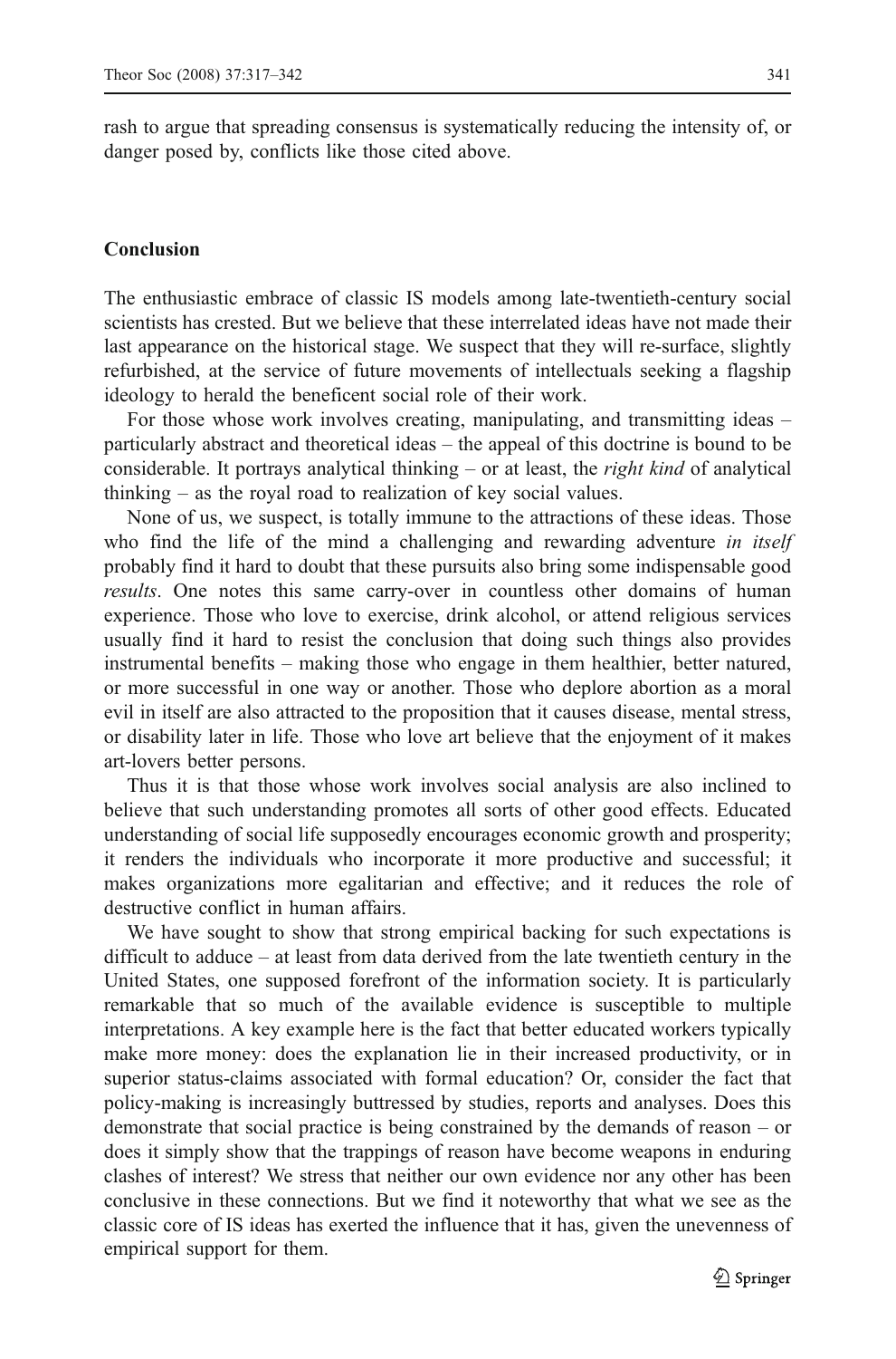rash to argue that spreading consensus is systematically reducing the intensity of, or danger posed by, conflicts like those cited above.

## Conclusion

The enthusiastic embrace of classic IS models among late-twentieth-century social scientists has crested. But we believe that these interrelated ideas have not made their last appearance on the historical stage. We suspect that they will re-surface, slightly refurbished, at the service of future movements of intellectuals seeking a flagship ideology to herald the beneficent social role of their work.

For those whose work involves creating, manipulating, and transmitting ideas – particularly abstract and theoretical ideas – the appeal of this doctrine is bound to be considerable. It portrays analytical thinking – or at least, the *right kind* of analytical thinking – as the royal road to realization of key social values.

None of us, we suspect, is totally immune to the attractions of these ideas. Those who find the life of the mind a challenging and rewarding adventure *in itself* probably find it hard to doubt that these pursuits also bring some indispensable good *results*. One notes this same carry-over in countless other domains of human experience. Those who love to exercise, drink alcohol, or attend religious services usually find it hard to resist the conclusion that doing such things also provides instrumental benefits – making those who engage in them healthier, better natured, or more successful in one way or another. Those who deplore abortion as a moral evil in itself are also attracted to the proposition that it causes disease, mental stress, or disability later in life. Those who love art believe that the enjoyment of it makes art-lovers better persons.

Thus it is that those whose work involves social analysis are also inclined to believe that such understanding promotes all sorts of other good effects. Educated understanding of social life supposedly encourages economic growth and prosperity; it renders the individuals who incorporate it more productive and successful; it makes organizations more egalitarian and effective; and it reduces the role of destructive conflict in human affairs.

We have sought to show that strong empirical backing for such expectations is difficult to adduce – at least from data derived from the late twentieth century in the United States, one supposed forefront of the information society. It is particularly remarkable that so much of the available evidence is susceptible to multiple interpretations. A key example here is the fact that better educated workers typically make more money: does the explanation lie in their increased productivity, or in superior status-claims associated with formal education? Or, consider the fact that policy-making is increasingly buttressed by studies, reports and analyses. Does this demonstrate that social practice is being constrained by the demands of reason – or does it simply show that the trappings of reason have become weapons in enduring clashes of interest? We stress that neither our own evidence nor any other has been conclusive in these connections. But we find it noteworthy that what we see as the classic core of IS ideas has exerted the influence that it has, given the unevenness of empirical support for them.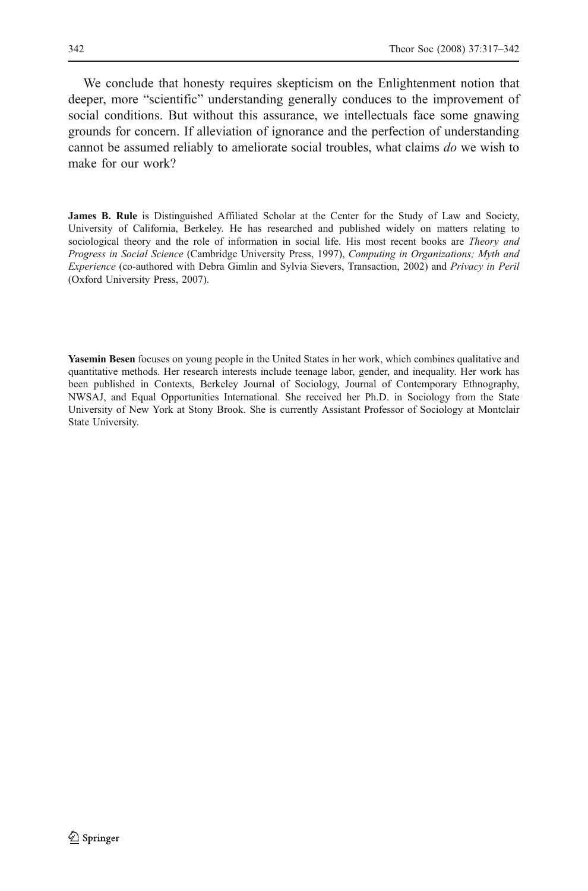We conclude that honesty requires skepticism on the Enlightenment notion that deeper, more "scientific" understanding generally conduces to the improvement of social conditions. But without this assurance, we intellectuals face some gnawing grounds for concern. If alleviation of ignorance and the perfection of understanding cannot be assumed reliably to ameliorate social troubles, what claims *do* we wish to make for our work?

**James B. Rule** is Distinguished Affiliated Scholar at the Center for the Study of Law and Society, University of California, Berkeley. He has researched and published widely on matters relating to sociological theory and the role of information in social life. His most recent books are *Theory and Progress in Social Science* (Cambridge University Press, 1997), *Computing in Organizations; Myth and Experience* (co-authored with Debra Gimlin and Sylvia Sievers, Transaction, 2002) and *Privacy in Peril* (Oxford University Press, 2007).

**Yasemin Besen** focuses on young people in the United States in her work, which combines qualitative and quantitative methods. Her research interests include teenage labor, gender, and inequality. Her work has been published in Contexts, Berkeley Journal of Sociology, Journal of Contemporary Ethnography, NWSAJ, and Equal Opportunities International. She received her Ph.D. in Sociology from the State University of New York at Stony Brook. She is currently Assistant Professor of Sociology at Montclair State University.